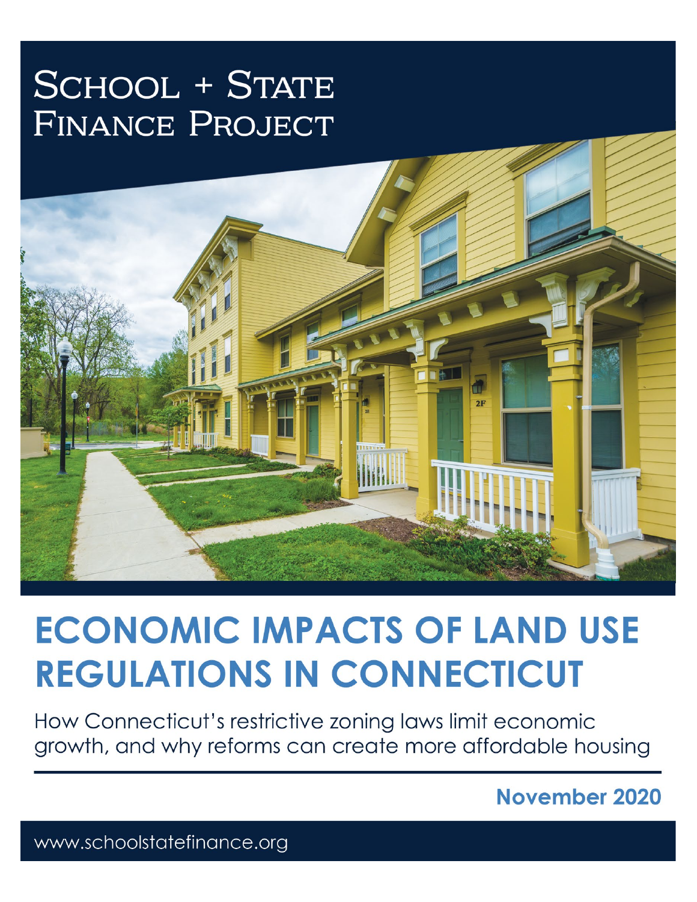# School + State Finance Project

# ECONOMIC IMPACTS OF LAND USE REGULATIONS IN CONNECTICUT

How Connecticut's restrictive zoning laws limit economic growth, and why reforms can create more affordable housing

**November 2020**

www.schoolstatefinance.org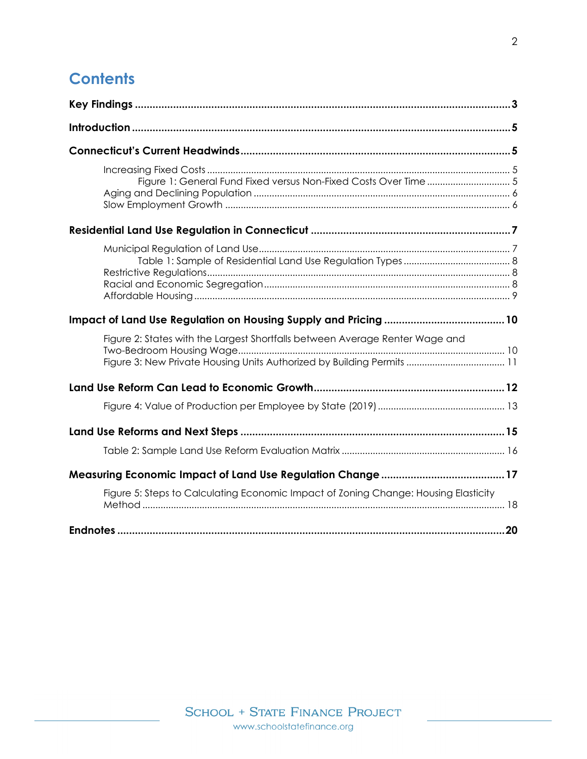# Contents

**Key Findings** ................................................................................................................ **3**

**Introduction** ................................................................................................................ **5**

**Connecticut's Current Headwinds** ........................................................................... **5**

- Increasing Fixed Costs ................................................................................................ 5
  - Figure 1: General Fund Fixed versus Non-Fixed Costs Over Time ............................ 5
- Aging and Declining Population ................................................................................. 6
- Slow Employment Growth .......................................................................................... 6

**Residential Land Use Regulation in Connecticut** .................................................... **7**

- Municipal Regulation of Land Use ............................................................................. 7
  - Table 1: Sample of Residential Land Use Regulation Types ...................................... 8
- Restrictive Regulations ................................................................................................ 8
- Racial and Economic Segregation ............................................................................. 8
- Affordable Housing ..................................................................................................... 9

**Impact of Land Use Regulation on Housing Supply and Pricing** ......................... **10**

- Figure 2: States with the Largest Shortfalls between Average Renter Wage and Two-Bedroom Housing Wage ...................................................................................... 10
- Figure 3: New Private Housing Units Authorized by Building Permits ..................... 11

**Land Use Reform Can Lead to Economic Growth** ................................................ **12**

- Figure 4: Value of Production per Employee by State (2019) ................................. 13

**Land Use Reforms and Next Steps** ......................................................................... **15**

- Table 2: Sample Land Use Reform Evaluation Matrix .............................................. 16

**Measuring Economic Impact of Land Use Regulation Change** .......................... **17**

- Figure 5: Steps to Calculating Economic Impact of Zoning Change: Housing Elasticity Method ......................................................................................................... 18

**Endnotes** .................................................................................................................. **20**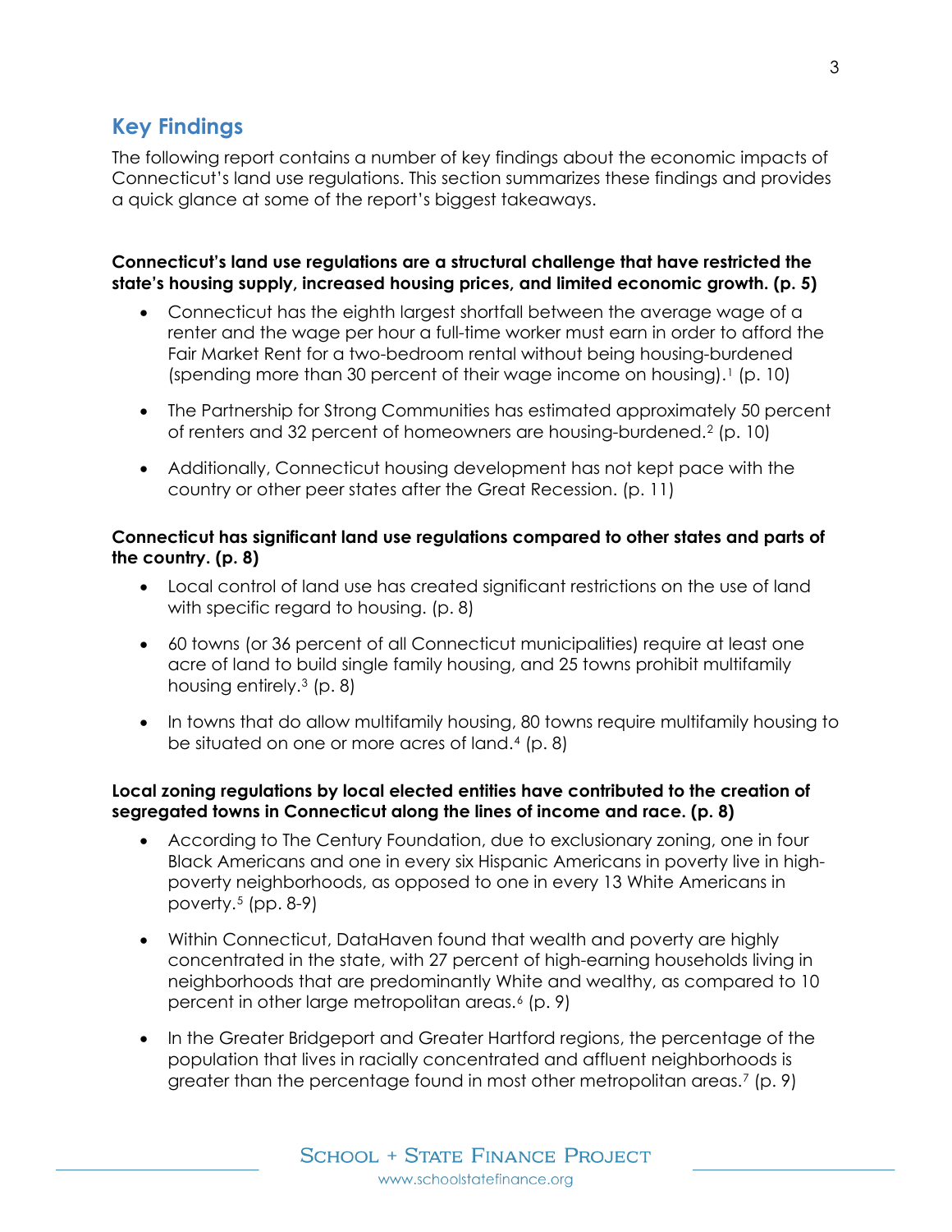## Key Findings

The following report contains a number of key findings about the economic impacts of Connecticut's land use regulations. This section summarizes these findings and provides a quick glance at some of the report's biggest takeaways.

**Connecticut's land use regulations are a structural challenge that have restricted the state's housing supply, increased housing prices, and limited economic growth. (p. 5)**

- Connecticut has the eighth largest shortfall between the average wage of a renter and the wage per hour a full-time worker must earn in order to afford the Fair Market Rent for a two-bedroom rental without being housing-burdened (spending more than 30 percent of their wage income on housing).[1] (p. 10)
- The Partnership for Strong Communities has estimated approximately 50 percent of renters and 32 percent of homeowners are housing-burdened.[2] (p. 10)
- Additionally, Connecticut housing development has not kept pace with the country or other peer states after the Great Recession. (p. 11)

**Connecticut has significant land use regulations compared to other states and parts of the country. (p. 8)**

- Local control of land use has created significant restrictions on the use of land with specific regard to housing. (p. 8)
- 60 towns (or 36 percent of all Connecticut municipalities) require at least one acre of land to build single family housing, and 25 towns prohibit multifamily housing entirely.[3] (p. 8)
- In towns that do allow multifamily housing, 80 towns require multifamily housing to be situated on one or more acres of land.[4] (p. 8)

**Local zoning regulations by local elected entities have contributed to the creation of segregated towns in Connecticut along the lines of income and race. (p. 8)**

- According to The Century Foundation, due to exclusionary zoning, one in four Black Americans and one in every six Hispanic Americans in poverty live in high-poverty neighborhoods, as opposed to one in every 13 White Americans in poverty.[5] (pp. 8-9)
- Within Connecticut, DataHaven found that wealth and poverty are highly concentrated in the state, with 27 percent of high-earning households living in neighborhoods that are predominantly White and wealthy, as compared to 10 percent in other large metropolitan areas.[6] (p. 9)
- In the Greater Bridgeport and Greater Hartford regions, the percentage of the population that lives in racially concentrated and affluent neighborhoods is greater than the percentage found in most other metropolitan areas.[7] (p. 9)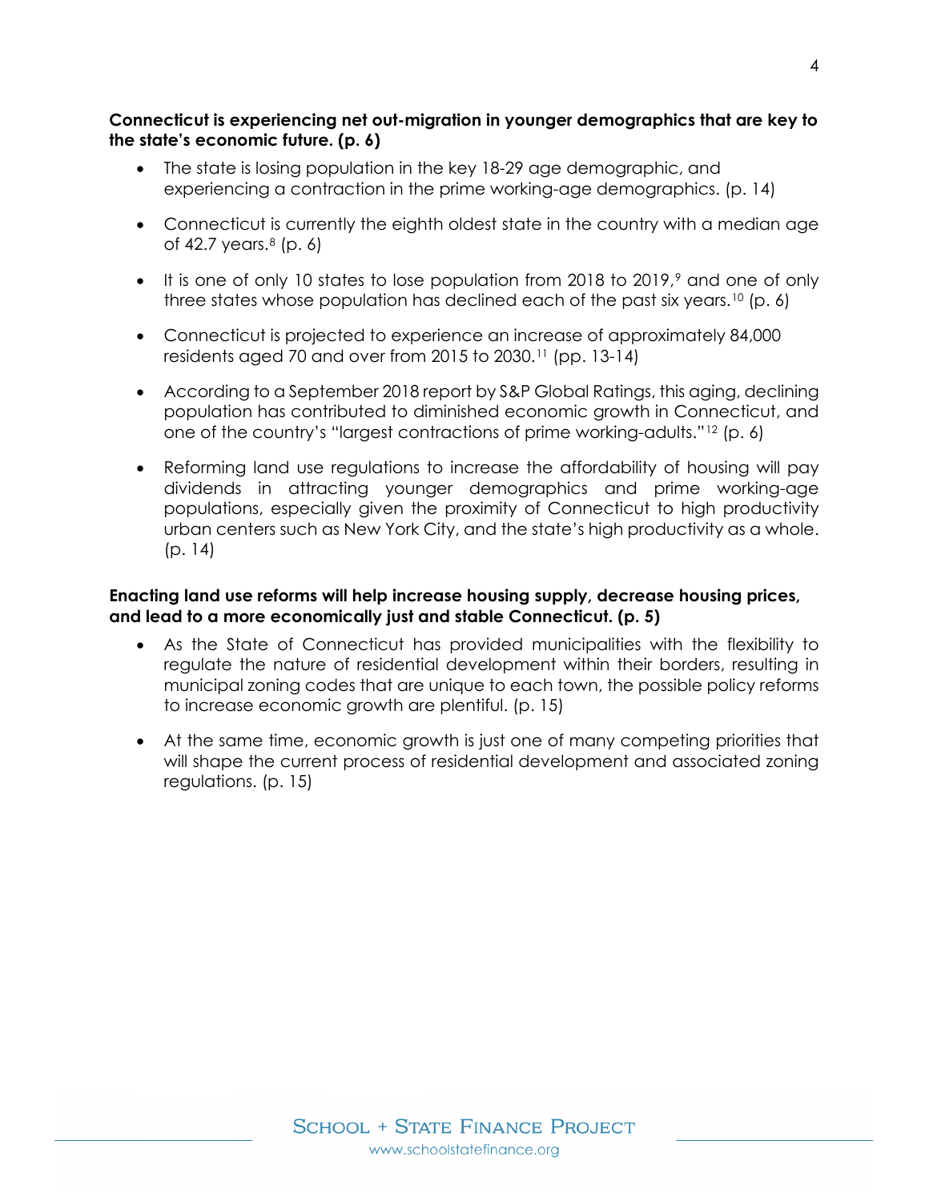**Connecticut is experiencing net out-migration in younger demographics that are key to the state's economic future. (p. 6)**

- The state is losing population in the key 18-29 age demographic, and experiencing a contraction in the prime working-age demographics. (p. 14)
- Connecticut is currently the eighth oldest state in the country with a median age of 42.7 years.[8] (p. 6)
- It is one of only 10 states to lose population from 2018 to 2019,[9] and one of only three states whose population has declined each of the past six years.[10] (p. 6)
- Connecticut is projected to experience an increase of approximately 84,000 residents aged 70 and over from 2015 to 2030.[11] (pp. 13-14)
- According to a September 2018 report by S&P Global Ratings, this aging, declining population has contributed to diminished economic growth in Connecticut, and one of the country's "largest contractions of prime working-adults."[12] (p. 6)
- Reforming land use regulations to increase the affordability of housing will pay dividends in attracting younger demographics and prime working-age populations, especially given the proximity of Connecticut to high productivity urban centers such as New York City, and the state's high productivity as a whole. (p. 14)

**Enacting land use reforms will help increase housing supply, decrease housing prices, and lead to a more economically just and stable Connecticut. (p. 5)**

- As the State of Connecticut has provided municipalities with the flexibility to regulate the nature of residential development within their borders, resulting in municipal zoning codes that are unique to each town, the possible policy reforms to increase economic growth are plentiful. (p. 15)
- At the same time, economic growth is just one of many competing priorities that will shape the current process of residential development and associated zoning regulations. (p. 15)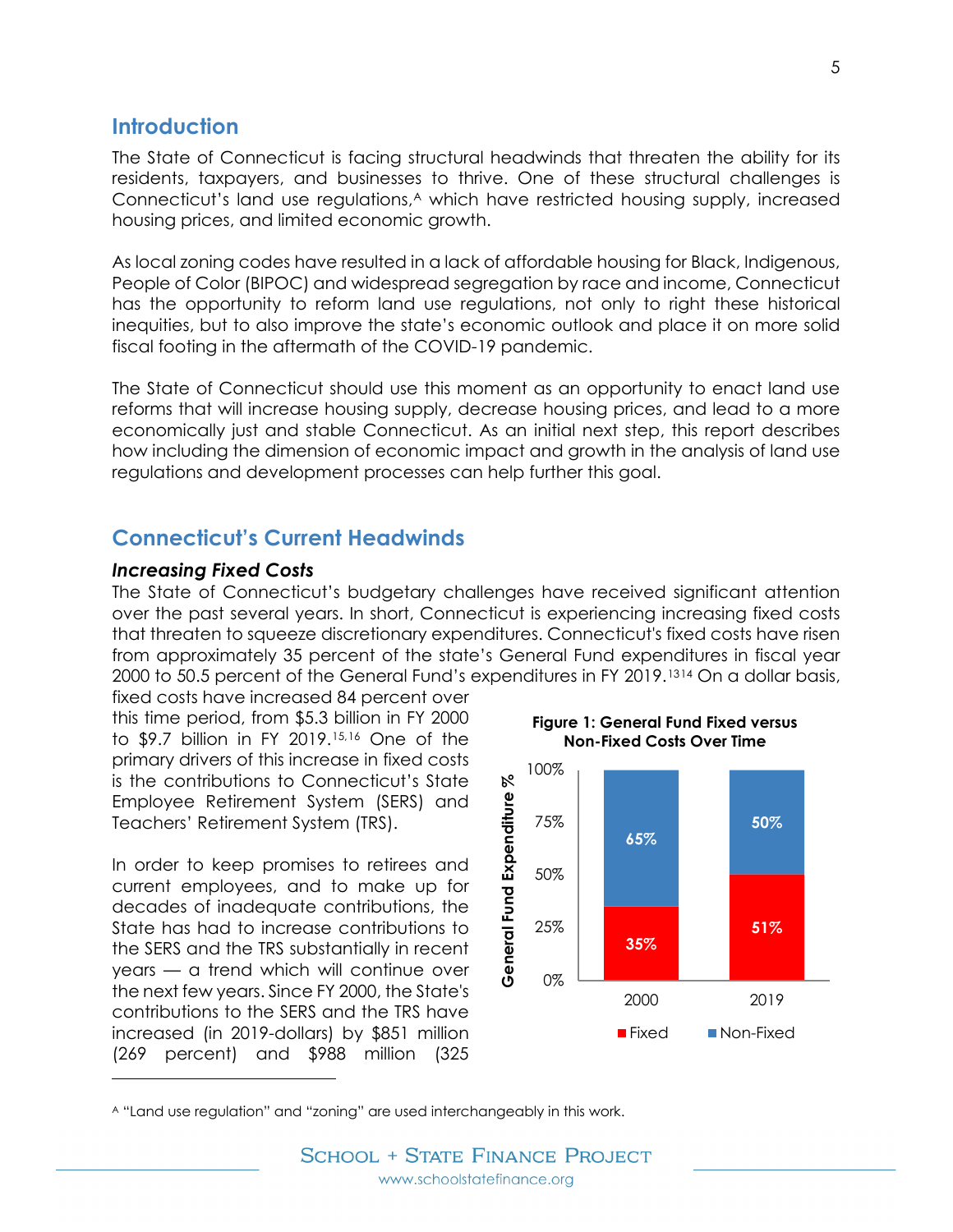## Introduction

The State of Connecticut is facing structural headwinds that threaten the ability for its residents, taxpayers, and businesses to thrive. One of these structural challenges is Connecticut's land use regulations,[A] which have restricted housing supply, increased housing prices, and limited economic growth.

As local zoning codes have resulted in a lack of affordable housing for Black, Indigenous, People of Color (BIPOC) and widespread segregation by race and income, Connecticut has the opportunity to reform land use regulations, not only to right these historical inequities, but to also improve the state's economic outlook and place it on more solid fiscal footing in the aftermath of the COVID-19 pandemic.

The State of Connecticut should use this moment as an opportunity to enact land use reforms that will increase housing supply, decrease housing prices, and lead to a more economically just and stable Connecticut. As an initial next step, this report describes how including the dimension of economic impact and growth in the analysis of land use regulations and development processes can help further this goal.

## Connecticut's Current Headwinds

### *Increasing Fixed Costs*

The State of Connecticut's budgetary challenges have received significant attention over the past several years. In short, Connecticut is experiencing increasing fixed costs that threaten to squeeze discretionary expenditures. Connecticut's fixed costs have risen from approximately 35 percent of the state's General Fund expenditures in fiscal year 2000 to 50.5 percent of the General Fund's expenditures in FY 2019.[13][14] On a dollar basis, fixed costs have increased 84 percent over this time period, from $5.3 billion in FY 2000 to $9.7 billion in FY 2019.[15,16] One of the primary drivers of this increase in fixed costs is the contributions to Connecticut's State Employee Retirement System (SERS) and Teachers' Retirement System (TRS).

**Figure 1: General Fund Fixed versus Non-Fixed Costs Over Time**

| Year | Fixed | Non-Fixed |
|---|---|---|
| 2000 | 35% | 65% |
| 2019 | 51% | 50% |

In order to keep promises to retirees and current employees, and to make up for decades of inadequate contributions, the State has had to increase contributions to the SERS and the TRS substantially in recent years — a trend which will continue over the next few years. Since FY 2000, the State's contributions to the SERS and the TRS have increased (in 2019-dollars) by $851 million (269 percent) and $988 million (325

[A] "Land use regulation" and "zoning" are used interchangeably in this work.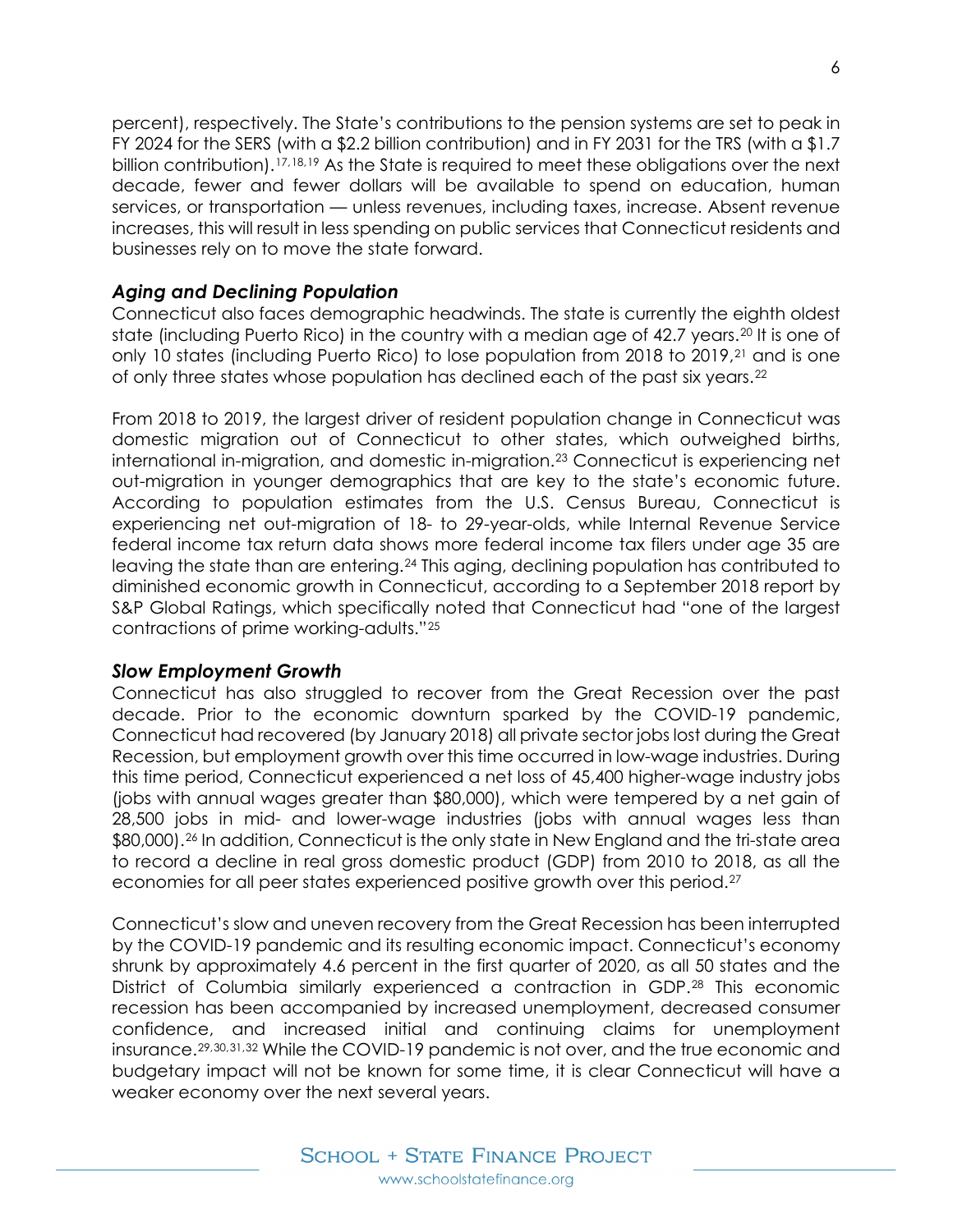percent), respectively. The State's contributions to the pension systems are set to peak in FY 2024 for the SERS (with a $2.2 billion contribution) and in FY 2031 for the TRS (with a $1.7 billion contribution).[17,18,19] As the State is required to meet these obligations over the next decade, fewer and fewer dollars will be available to spend on education, human services, or transportation — unless revenues, including taxes, increase. Absent revenue increases, this will result in less spending on public services that Connecticut residents and businesses rely on to move the state forward.

### *Aging and Declining Population*

Connecticut also faces demographic headwinds. The state is currently the eighth oldest state (including Puerto Rico) in the country with a median age of 42.7 years.[20] It is one of only 10 states (including Puerto Rico) to lose population from 2018 to 2019,[21] and is one of only three states whose population has declined each of the past six years.[22]

From 2018 to 2019, the largest driver of resident population change in Connecticut was domestic migration out of Connecticut to other states, which outweighed births, international in-migration, and domestic in-migration.[23] Connecticut is experiencing net out-migration in younger demographics that are key to the state's economic future. According to population estimates from the U.S. Census Bureau, Connecticut is experiencing net out-migration of 18- to 29-year-olds, while Internal Revenue Service federal income tax return data shows more federal income tax filers under age 35 are leaving the state than are entering.[24] This aging, declining population has contributed to diminished economic growth in Connecticut, according to a September 2018 report by S&P Global Ratings, which specifically noted that Connecticut had "one of the largest contractions of prime working-adults."[25]

### *Slow Employment Growth*

Connecticut has also struggled to recover from the Great Recession over the past decade. Prior to the economic downturn sparked by the COVID-19 pandemic, Connecticut had recovered (by January 2018) all private sector jobs lost during the Great Recession, but employment growth over this time occurred in low-wage industries. During this time period, Connecticut experienced a net loss of 45,400 higher-wage industry jobs (jobs with annual wages greater than $80,000), which were tempered by a net gain of 28,500 jobs in mid- and lower-wage industries (jobs with annual wages less than $80,000).[26] In addition, Connecticut is the only state in New England and the tri-state area to record a decline in real gross domestic product (GDP) from 2010 to 2018, as all the economies for all peer states experienced positive growth over this period.[27]

Connecticut's slow and uneven recovery from the Great Recession has been interrupted by the COVID-19 pandemic and its resulting economic impact. Connecticut's economy shrunk by approximately 4.6 percent in the first quarter of 2020, as all 50 states and the District of Columbia similarly experienced a contraction in GDP.[28] This economic recession has been accompanied by increased unemployment, decreased consumer confidence, and increased initial and continuing claims for unemployment insurance.[29,30,31,32] While the COVID-19 pandemic is not over, and the true economic and budgetary impact will not be known for some time, it is clear Connecticut will have a weaker economy over the next several years.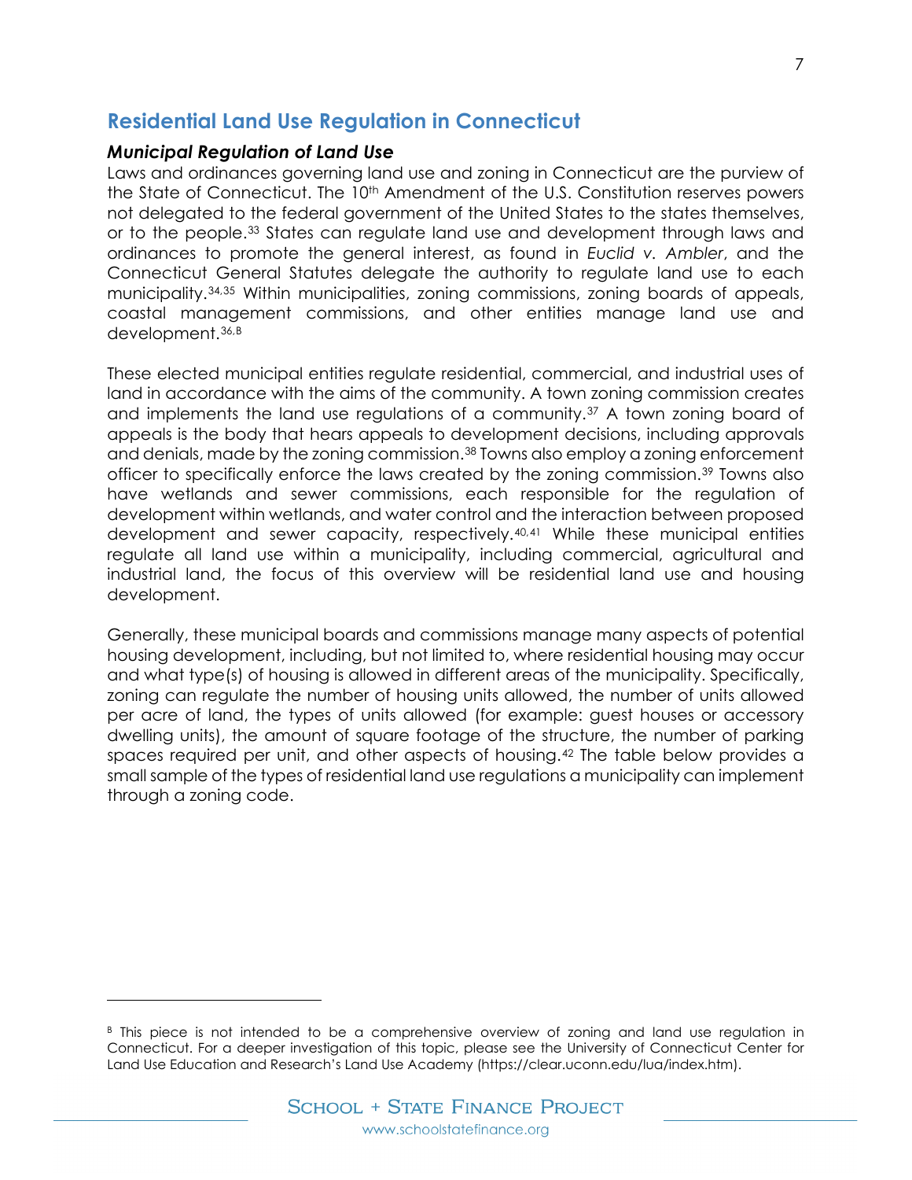## Residential Land Use Regulation in Connecticut

### *Municipal Regulation of Land Use*

Laws and ordinances governing land use and zoning in Connecticut are the purview of the State of Connecticut. The 10th Amendment of the U.S. Constitution reserves powers not delegated to the federal government of the United States to the states themselves, or to the people.[33] States can regulate land use and development through laws and ordinances to promote the general interest, as found in *Euclid v. Ambler*, and the Connecticut General Statutes delegate the authority to regulate land use to each municipality.[34,35] Within municipalities, zoning commissions, zoning boards of appeals, coastal management commissions, and other entities manage land use and development.[36,B]

These elected municipal entities regulate residential, commercial, and industrial uses of land in accordance with the aims of the community. A town zoning commission creates and implements the land use regulations of a community.[37] A town zoning board of appeals is the body that hears appeals to development decisions, including approvals and denials, made by the zoning commission.[38] Towns also employ a zoning enforcement officer to specifically enforce the laws created by the zoning commission.[39] Towns also have wetlands and sewer commissions, each responsible for the regulation of development within wetlands, and water control and the interaction between proposed development and sewer capacity, respectively.[40,41] While these municipal entities regulate all land use within a municipality, including commercial, agricultural and industrial land, the focus of this overview will be residential land use and housing development.

Generally, these municipal boards and commissions manage many aspects of potential housing development, including, but not limited to, where residential housing may occur and what type(s) of housing is allowed in different areas of the municipality. Specifically, zoning can regulate the number of housing units allowed, the number of units allowed per acre of land, the types of units allowed (for example: guest houses or accessory dwelling units), the amount of square footage of the structure, the number of parking spaces required per unit, and other aspects of housing.[42] The table below provides a small sample of the types of residential land use regulations a municipality can implement through a zoning code.

---

[B] This piece is not intended to be a comprehensive overview of zoning and land use regulation in Connecticut. For a deeper investigation of this topic, please see the University of Connecticut Center for Land Use Education and Research's Land Use Academy (https://clear.uconn.edu/lua/index.htm).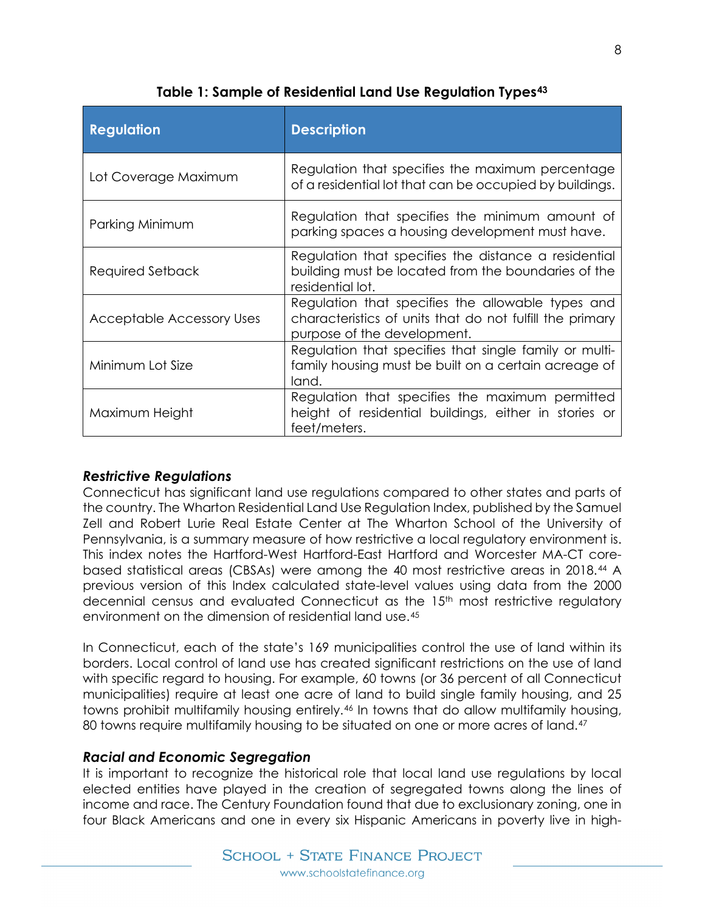**Table 1: Sample of Residential Land Use Regulation Types**[43]

| Regulation | Description |
| --- | --- |
| Lot Coverage Maximum | Regulation that specifies the maximum percentage of a residential lot that can be occupied by buildings. |
| Parking Minimum | Regulation that specifies the minimum amount of parking spaces a housing development must have. |
| Required Setback | Regulation that specifies the distance a residential building must be located from the boundaries of the residential lot. |
| Acceptable Accessory Uses | Regulation that specifies the allowable types and characteristics of units that do not fulfill the primary purpose of the development. |
| Minimum Lot Size | Regulation that specifies that single family or multi-family housing must be built on a certain acreage of land. |
| Maximum Height | Regulation that specifies the maximum permitted height of residential buildings, either in stories or feet/meters. |

### *Restrictive Regulations*

Connecticut has significant land use regulations compared to other states and parts of the country. The Wharton Residential Land Use Regulation Index, published by the Samuel Zell and Robert Lurie Real Estate Center at The Wharton School of the University of Pennsylvania, is a summary measure of how restrictive a local regulatory environment is. This index notes the Hartford-West Hartford-East Hartford and Worcester MA-CT core-based statistical areas (CBSAs) were among the 40 most restrictive areas in 2018.[44] A previous version of this Index calculated state-level values using data from the 2000 decennial census and evaluated Connecticut as the 15th most restrictive regulatory environment on the dimension of residential land use.[45]

In Connecticut, each of the state's 169 municipalities control the use of land within its borders. Local control of land use has created significant restrictions on the use of land with specific regard to housing. For example, 60 towns (or 36 percent of all Connecticut municipalities) require at least one acre of land to build single family housing, and 25 towns prohibit multifamily housing entirely.[46] In towns that do allow multifamily housing, 80 towns require multifamily housing to be situated on one or more acres of land.[47]

### *Racial and Economic Segregation*

It is important to recognize the historical role that local land use regulations by local elected entities have played in the creation of segregated towns along the lines of income and race. The Century Foundation found that due to exclusionary zoning, one in four Black Americans and one in every six Hispanic Americans in poverty live in high-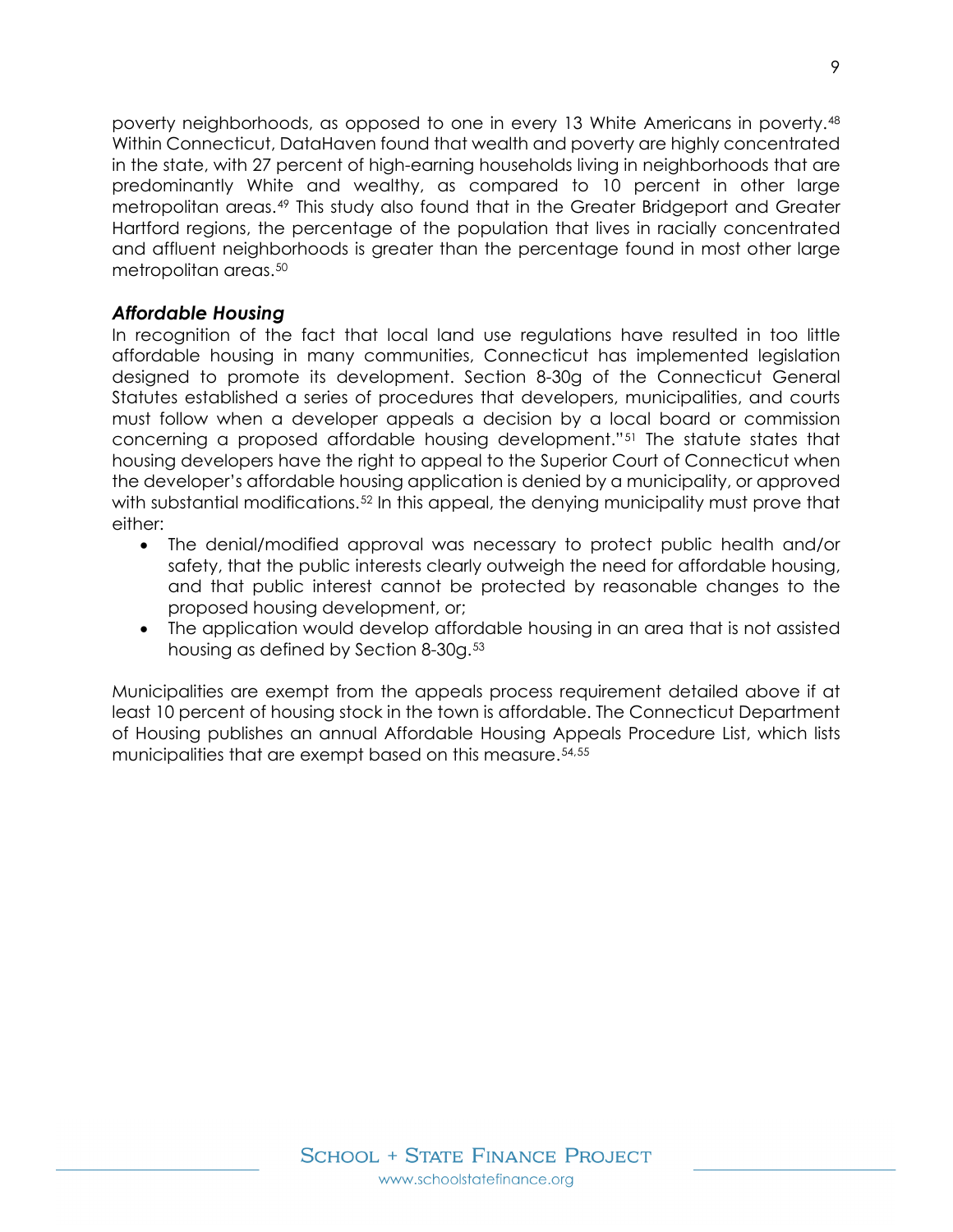poverty neighborhoods, as opposed to one in every 13 White Americans in poverty.[48] Within Connecticut, DataHaven found that wealth and poverty are highly concentrated in the state, with 27 percent of high-earning households living in neighborhoods that are predominantly White and wealthy, as compared to 10 percent in other large metropolitan areas.[49] This study also found that in the Greater Bridgeport and Greater Hartford regions, the percentage of the population that lives in racially concentrated and affluent neighborhoods is greater than the percentage found in most other large metropolitan areas.[50]

### *Affordable Housing*

In recognition of the fact that local land use regulations have resulted in too little affordable housing in many communities, Connecticut has implemented legislation designed to promote its development. Section 8-30g of the Connecticut General Statutes established a series of procedures that developers, municipalities, and courts must follow when a developer appeals a decision by a local board or commission concerning a proposed affordable housing development."[51] The statute states that housing developers have the right to appeal to the Superior Court of Connecticut when the developer's affordable housing application is denied by a municipality, or approved with substantial modifications.[52] In this appeal, the denying municipality must prove that either:

- The denial/modified approval was necessary to protect public health and/or safety, that the public interests clearly outweigh the need for affordable housing, and that public interest cannot be protected by reasonable changes to the proposed housing development, or;
- The application would develop affordable housing in an area that is not assisted housing as defined by Section 8-30g.[53]

Municipalities are exempt from the appeals process requirement detailed above if at least 10 percent of housing stock in the town is affordable. The Connecticut Department of Housing publishes an annual Affordable Housing Appeals Procedure List, which lists municipalities that are exempt based on this measure.[54,55]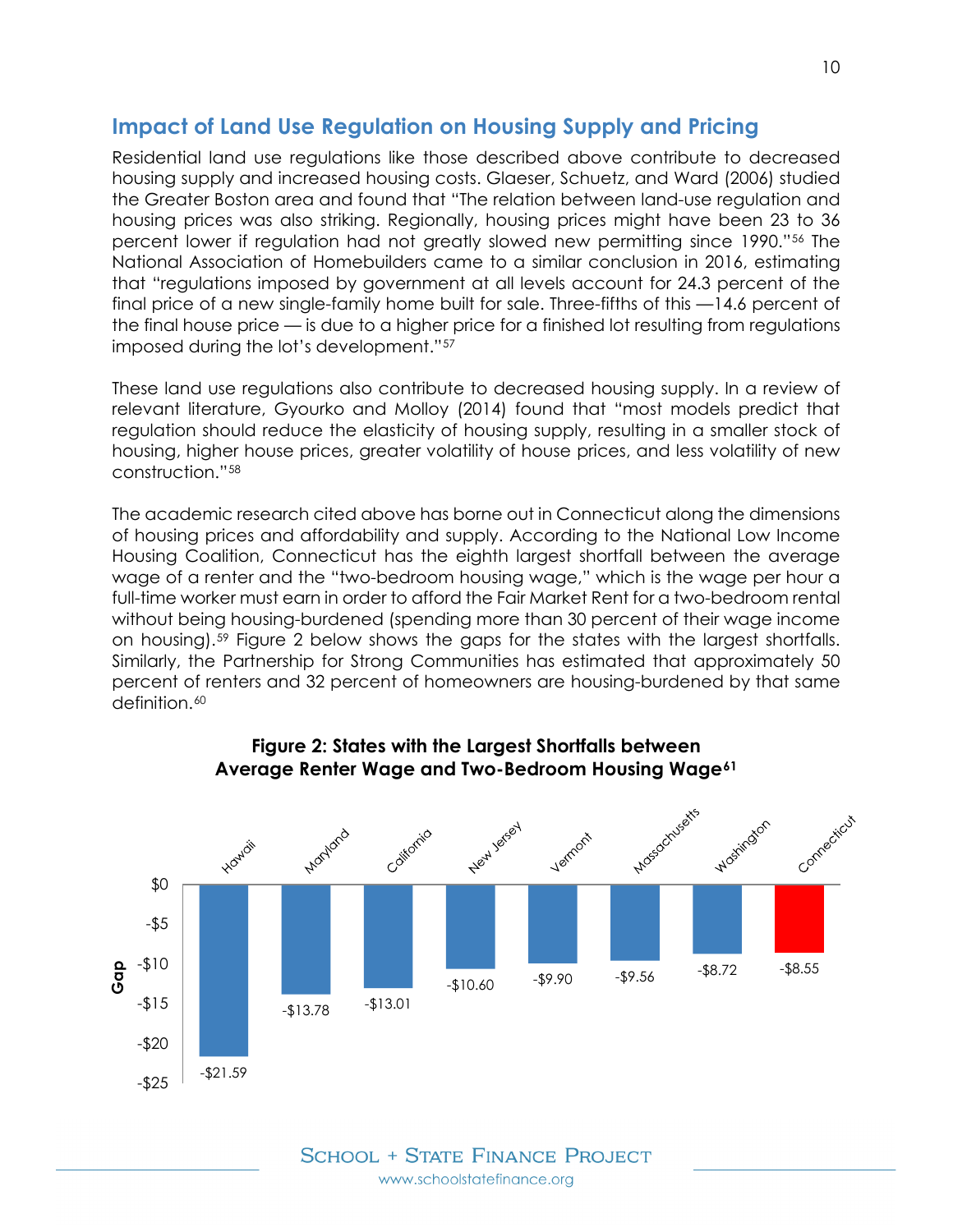## Impact of Land Use Regulation on Housing Supply and Pricing

Residential land use regulations like those described above contribute to decreased housing supply and increased housing costs. Glaeser, Schuetz, and Ward (2006) studied the Greater Boston area and found that "The relation between land-use regulation and housing prices was also striking. Regionally, housing prices might have been 23 to 36 percent lower if regulation had not greatly slowed new permitting since 1990."[56] The National Association of Homebuilders came to a similar conclusion in 2016, estimating that "regulations imposed by government at all levels account for 24.3 percent of the final price of a new single-family home built for sale. Three-fifths of this —14.6 percent of the final house price — is due to a higher price for a finished lot resulting from regulations imposed during the lot's development."[57]

These land use regulations also contribute to decreased housing supply. In a review of relevant literature, Gyourko and Molloy (2014) found that "most models predict that regulation should reduce the elasticity of housing supply, resulting in a smaller stock of housing, higher house prices, greater volatility of house prices, and less volatility of new construction."[58]

The academic research cited above has borne out in Connecticut along the dimensions of housing prices and affordability and supply. According to the National Low Income Housing Coalition, Connecticut has the eighth largest shortfall between the average wage of a renter and the "two-bedroom housing wage," which is the wage per hour a full-time worker must earn in order to afford the Fair Market Rent for a two-bedroom rental without being housing-burdened (spending more than 30 percent of their wage income on housing).[59] Figure 2 below shows the gaps for the states with the largest shortfalls. Similarly, the Partnership for Strong Communities has estimated that approximately 50 percent of renters and 32 percent of homeowners are housing-burdened by that same definition.[60]

**Figure 2: States with the Largest Shortfalls between Average Renter Wage and Two-Bedroom Housing Wage[61]**

| State | Gap |
| --- | --- |
| Hawaii | -$21.59 |
| Maryland | -$13.78 |
| California | -$13.01 |
| New Jersey | -$10.60 |
| Vermont | -$9.90 |
| Massachusetts | -$9.56 |
| Washington | -$8.72 |
| Connecticut | -$8.55 |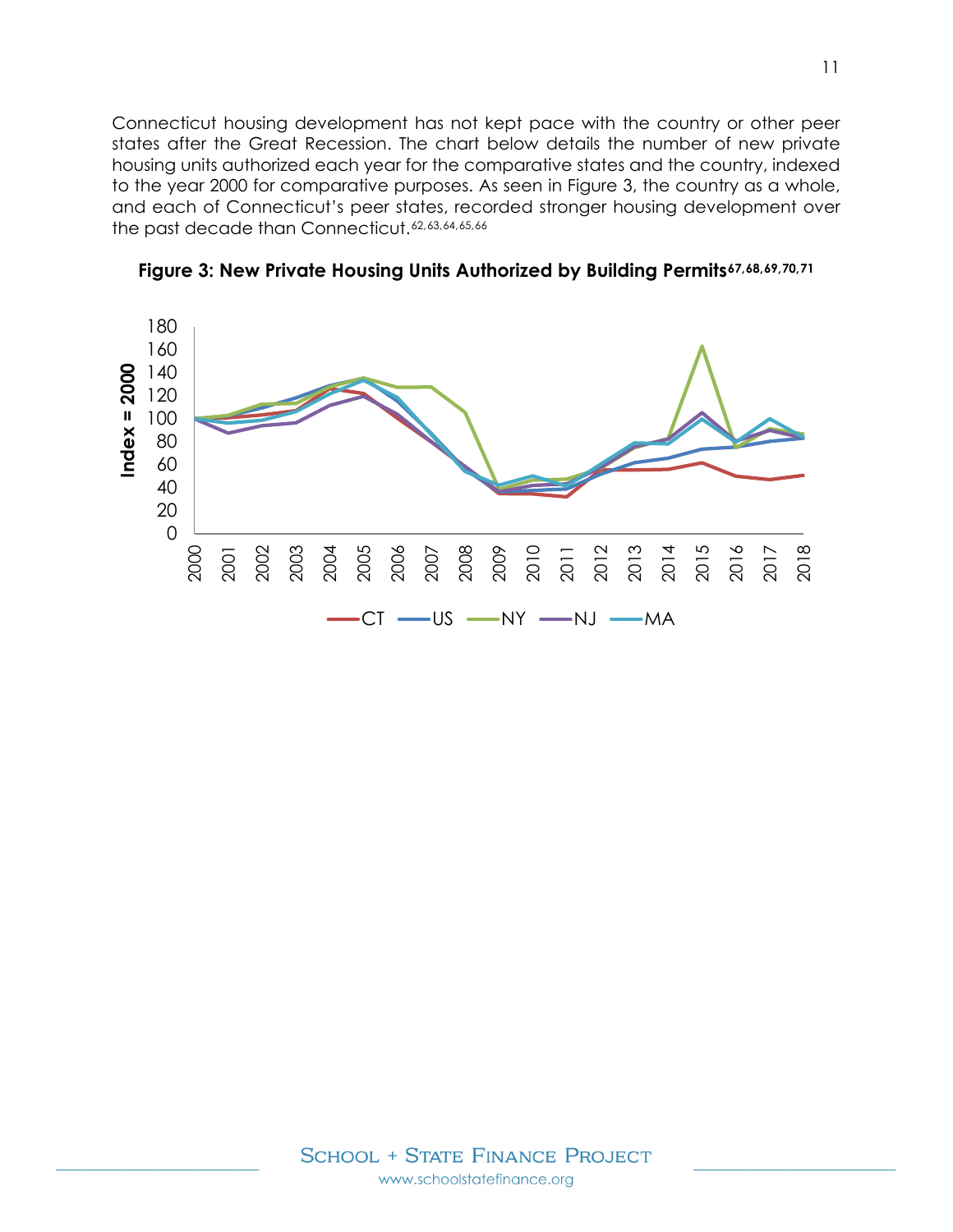Connecticut housing development has not kept pace with the country or other peer states after the Great Recession. The chart below details the number of new private housing units authorized each year for the comparative states and the country, indexed to the year 2000 for comparative purposes. As seen in Figure 3, the country as a whole, and each of Connecticut's peer states, recorded stronger housing development over the past decade than Connecticut.[62,63,64,65,66]

**Figure 3: New Private Housing Units Authorized by Building Permits[67,68,69,70,71]**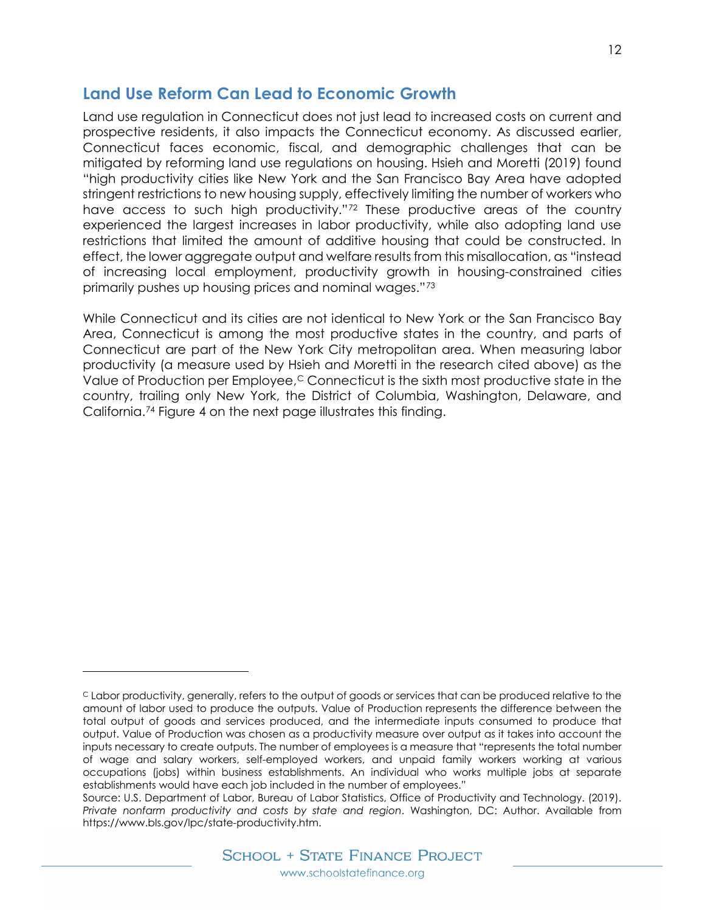## Land Use Reform Can Lead to Economic Growth

Land use regulation in Connecticut does not just lead to increased costs on current and prospective residents, it also impacts the Connecticut economy. As discussed earlier, Connecticut faces economic, fiscal, and demographic challenges that can be mitigated by reforming land use regulations on housing. Hsieh and Moretti (2019) found "high productivity cities like New York and the San Francisco Bay Area have adopted stringent restrictions to new housing supply, effectively limiting the number of workers who have access to such high productivity."[72] These productive areas of the country experienced the largest increases in labor productivity, while also adopting land use restrictions that limited the amount of additive housing that could be constructed. In effect, the lower aggregate output and welfare results from this misallocation, as "instead of increasing local employment, productivity growth in housing-constrained cities primarily pushes up housing prices and nominal wages."[73]

While Connecticut and its cities are not identical to New York or the San Francisco Bay Area, Connecticut is among the most productive states in the country, and parts of Connecticut are part of the New York City metropolitan area. When measuring labor productivity (a measure used by Hsieh and Moretti in the research cited above) as the Value of Production per Employee,[C] Connecticut is the sixth most productive state in the country, trailing only New York, the District of Columbia, Washington, Delaware, and California.[74] Figure 4 on the next page illustrates this finding.

---

[C] Labor productivity, generally, refers to the output of goods or services that can be produced relative to the amount of labor used to produce the outputs. Value of Production represents the difference between the total output of goods and services produced, and the intermediate inputs consumed to produce that output. Value of Production was chosen as a productivity measure over output as it takes into account the inputs necessary to create outputs. The number of employees is a measure that "represents the total number of wage and salary workers, self-employed workers, and unpaid family workers working at various occupations (jobs) within business establishments. An individual who works multiple jobs at separate establishments would have each job included in the number of employees."

Source: U.S. Department of Labor, Bureau of Labor Statistics, Office of Productivity and Technology. (2019). *Private nonfarm productivity and costs by state and region*. Washington, DC: Author. Available from https://www.bls.gov/lpc/state-productivity.htm.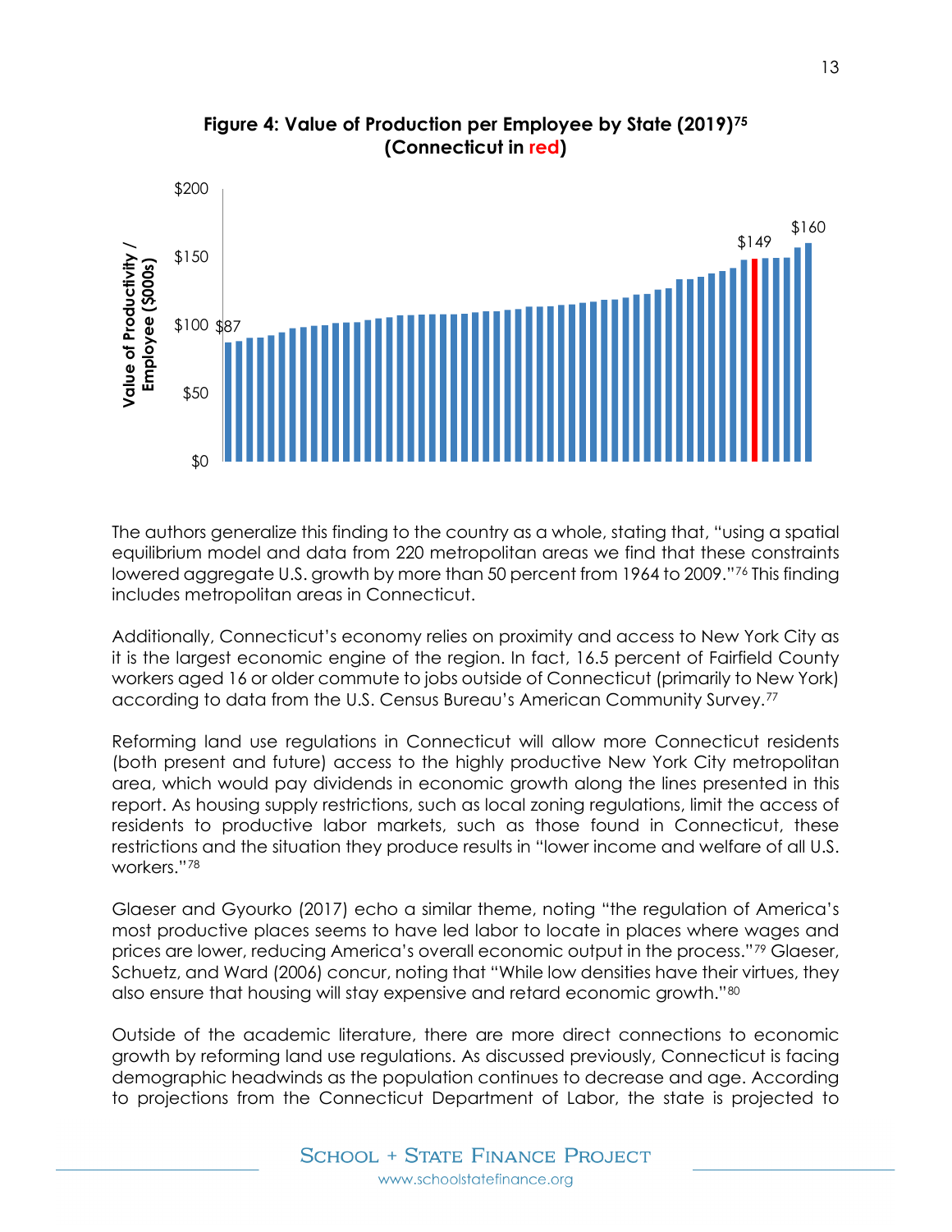**Figure 4: Value of Production per Employee by State (2019)[75] (Connecticut in red)**

The authors generalize this finding to the country as a whole, stating that, "using a spatial equilibrium model and data from 220 metropolitan areas we find that these constraints lowered aggregate U.S. growth by more than 50 percent from 1964 to 2009."[76] This finding includes metropolitan areas in Connecticut.

Additionally, Connecticut's economy relies on proximity and access to New York City as it is the largest economic engine of the region. In fact, 16.5 percent of Fairfield County workers aged 16 or older commute to jobs outside of Connecticut (primarily to New York) according to data from the U.S. Census Bureau's American Community Survey.[77]

Reforming land use regulations in Connecticut will allow more Connecticut residents (both present and future) access to the highly productive New York City metropolitan area, which would pay dividends in economic growth along the lines presented in this report. As housing supply restrictions, such as local zoning regulations, limit the access of residents to productive labor markets, such as those found in Connecticut, these restrictions and the situation they produce results in "lower income and welfare of all U.S. workers."[78]

Glaeser and Gyourko (2017) echo a similar theme, noting "the regulation of America's most productive places seems to have led labor to locate in places where wages and prices are lower, reducing America's overall economic output in the process."[79] Glaeser, Schuetz, and Ward (2006) concur, noting that "While low densities have their virtues, they also ensure that housing will stay expensive and retard economic growth."[80]

Outside of the academic literature, there are more direct connections to economic growth by reforming land use regulations. As discussed previously, Connecticut is facing demographic headwinds as the population continues to decrease and age. According to projections from the Connecticut Department of Labor, the state is projected to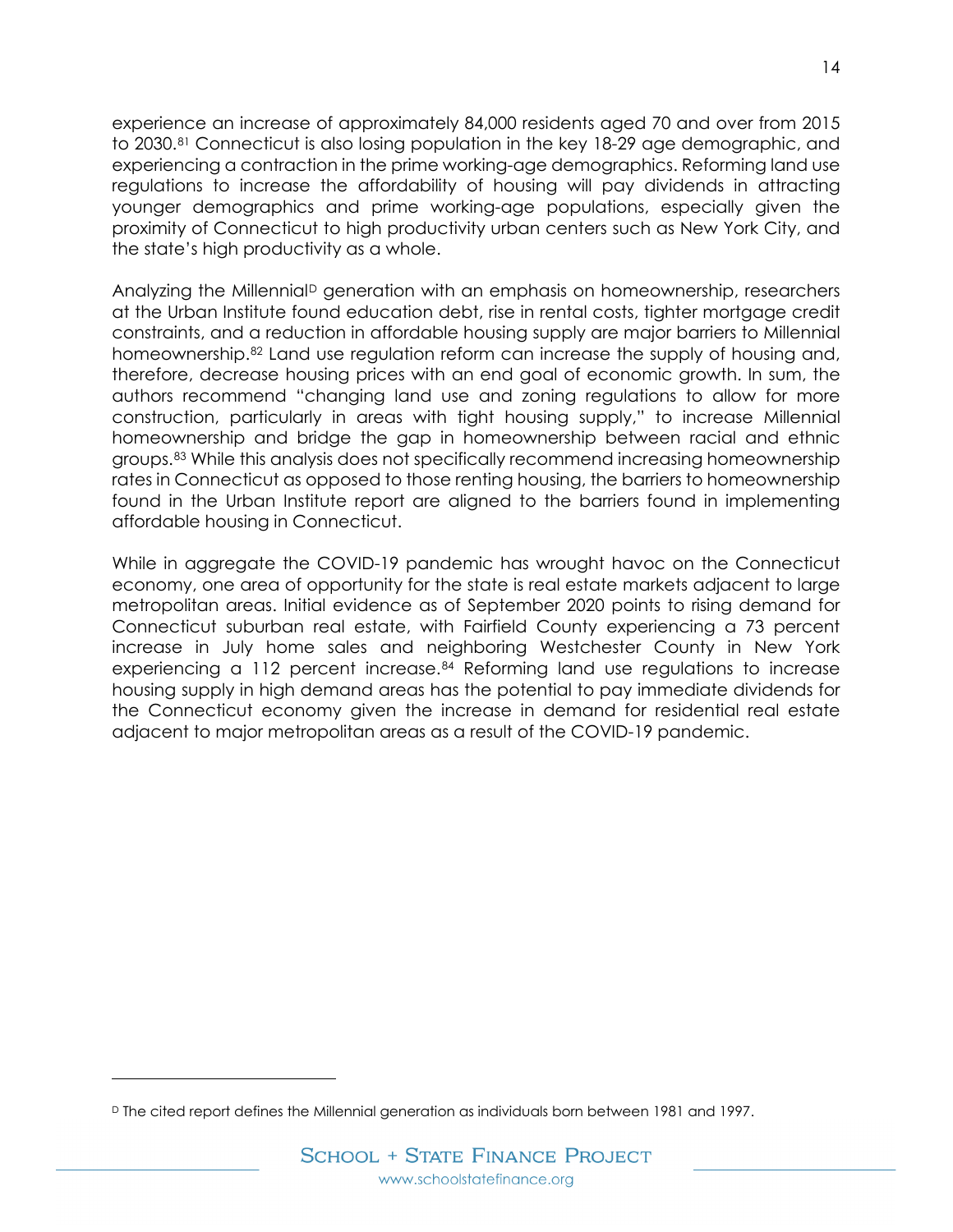experience an increase of approximately 84,000 residents aged 70 and over from 2015 to 2030.[81] Connecticut is also losing population in the key 18-29 age demographic, and experiencing a contraction in the prime working-age demographics. Reforming land use regulations to increase the affordability of housing will pay dividends in attracting younger demographics and prime working-age populations, especially given the proximity of Connecticut to high productivity urban centers such as New York City, and the state's high productivity as a whole.

Analyzing the Millennial[D] generation with an emphasis on homeownership, researchers at the Urban Institute found education debt, rise in rental costs, tighter mortgage credit constraints, and a reduction in affordable housing supply are major barriers to Millennial homeownership.[82] Land use regulation reform can increase the supply of housing and, therefore, decrease housing prices with an end goal of economic growth. In sum, the authors recommend "changing land use and zoning regulations to allow for more construction, particularly in areas with tight housing supply," to increase Millennial homeownership and bridge the gap in homeownership between racial and ethnic groups.[83] While this analysis does not specifically recommend increasing homeownership rates in Connecticut as opposed to those renting housing, the barriers to homeownership found in the Urban Institute report are aligned to the barriers found in implementing affordable housing in Connecticut.

While in aggregate the COVID-19 pandemic has wrought havoc on the Connecticut economy, one area of opportunity for the state is real estate markets adjacent to large metropolitan areas. Initial evidence as of September 2020 points to rising demand for Connecticut suburban real estate, with Fairfield County experiencing a 73 percent increase in July home sales and neighboring Westchester County in New York experiencing a 112 percent increase.[84] Reforming land use regulations to increase housing supply in high demand areas has the potential to pay immediate dividends for the Connecticut economy given the increase in demand for residential real estate adjacent to major metropolitan areas as a result of the COVID-19 pandemic.

[D] The cited report defines the Millennial generation as individuals born between 1981 and 1997.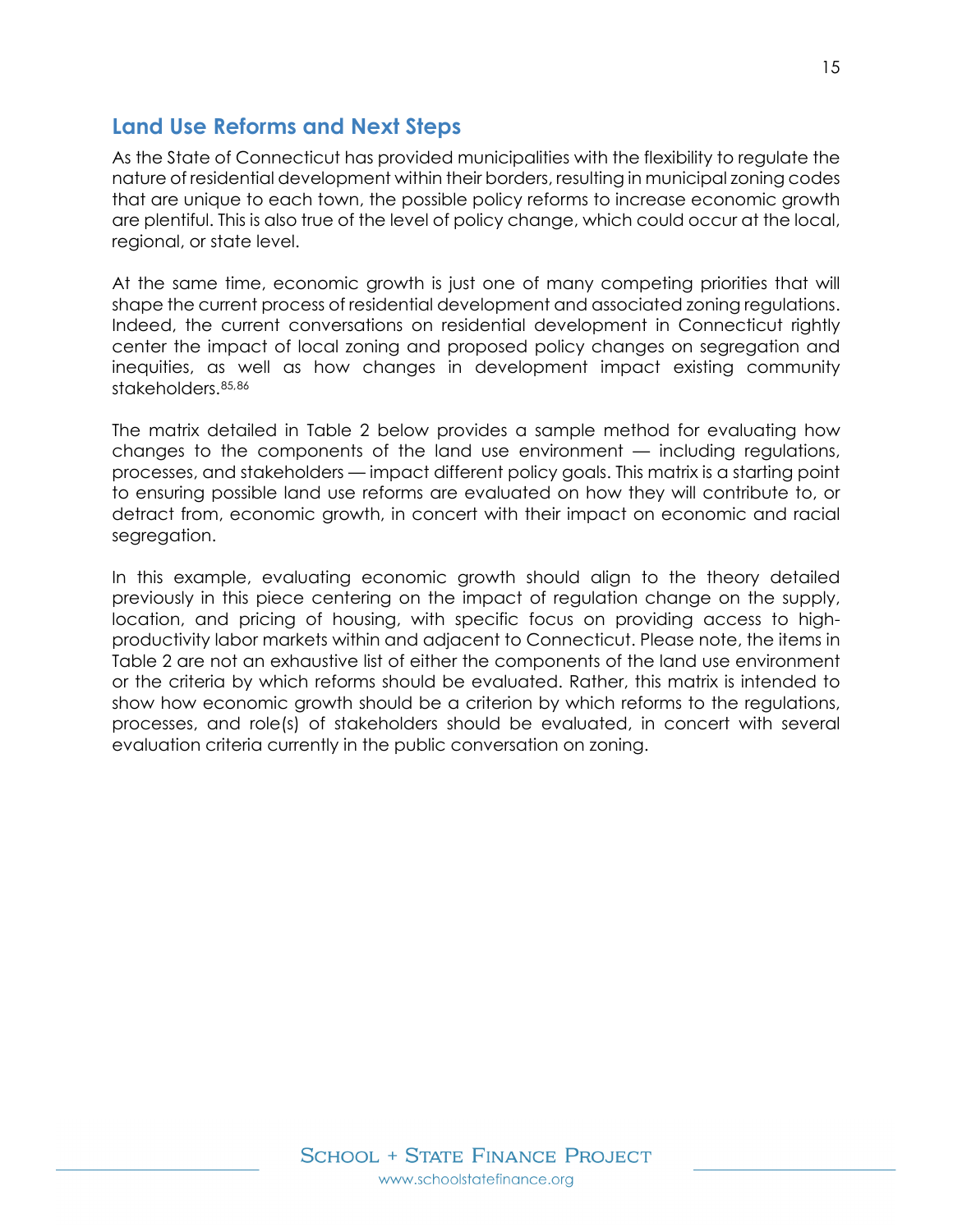## Land Use Reforms and Next Steps

As the State of Connecticut has provided municipalities with the flexibility to regulate the nature of residential development within their borders, resulting in municipal zoning codes that are unique to each town, the possible policy reforms to increase economic growth are plentiful. This is also true of the level of policy change, which could occur at the local, regional, or state level.

At the same time, economic growth is just one of many competing priorities that will shape the current process of residential development and associated zoning regulations. Indeed, the current conversations on residential development in Connecticut rightly center the impact of local zoning and proposed policy changes on segregation and inequities, as well as how changes in development impact existing community stakeholders.[85,86]

The matrix detailed in Table 2 below provides a sample method for evaluating how changes to the components of the land use environment — including regulations, processes, and stakeholders — impact different policy goals. This matrix is a starting point to ensuring possible land use reforms are evaluated on how they will contribute to, or detract from, economic growth, in concert with their impact on economic and racial segregation.

In this example, evaluating economic growth should align to the theory detailed previously in this piece centering on the impact of regulation change on the supply, location, and pricing of housing, with specific focus on providing access to high-productivity labor markets within and adjacent to Connecticut. Please note, the items in Table 2 are not an exhaustive list of either the components of the land use environment or the criteria by which reforms should be evaluated. Rather, this matrix is intended to show how economic growth should be a criterion by which reforms to the regulations, processes, and role(s) of stakeholders should be evaluated, in concert with several evaluation criteria currently in the public conversation on zoning.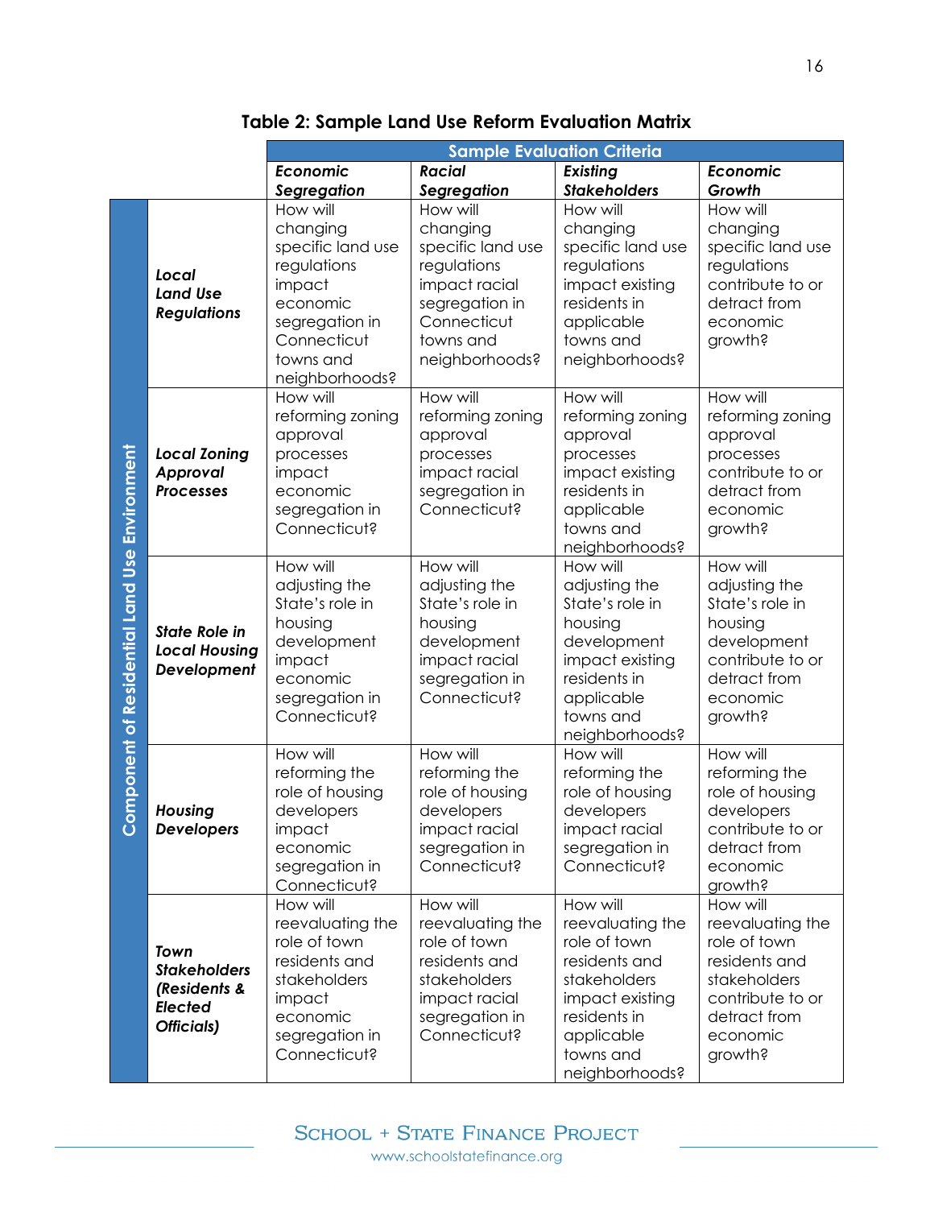**Table 2: Sample Land Use Reform Evaluation Matrix**

| Component of Residential Land Use Environment | Sample Evaluation Criteria: ***Economic Segregation*** | ***Racial Segregation*** | ***Existing Stakeholders*** | ***Economic Growth*** |
|---|---|---|---|---|
| ***Local Land Use Regulations*** | How will changing specific land use regulations impact economic segregation in Connecticut towns and neighborhoods? | How will changing specific land use regulations impact racial segregation in Connecticut towns and neighborhoods? | How will changing specific land use regulations impact existing residents in applicable towns and neighborhoods? | How will changing specific land use regulations contribute to or detract from economic growth? |
| ***Local Zoning Approval Processes*** | How will reforming zoning approval processes impact economic segregation in Connecticut? | How will reforming zoning approval processes impact racial segregation in Connecticut? | How will reforming zoning approval processes impact existing residents in applicable towns and neighborhoods? | How will reforming zoning approval processes contribute to or detract from economic growth? |
| ***State Role in Local Housing Development*** | How will adjusting the State's role in housing development impact economic segregation in Connecticut? | How will adjusting the State's role in housing development impact racial segregation in Connecticut? | How will adjusting the State's role in housing development impact existing residents in applicable towns and neighborhoods? | How will adjusting the State's role in housing development contribute to or detract from economic growth? |
| ***Housing Developers*** | How will reforming the role of housing developers impact economic segregation in Connecticut? | How will reforming the role of housing developers impact racial segregation in Connecticut? | How will reforming the role of housing developers impact racial segregation in Connecticut? | How will reforming the role of housing developers contribute to or detract from economic growth? |
| ***Town Stakeholders (Residents & Elected Officials)*** | How will reevaluating the role of town residents and stakeholders impact economic segregation in Connecticut? | How will reevaluating the role of town residents and stakeholders impact racial segregation in Connecticut? | How will reevaluating the role of town residents and stakeholders impact existing residents in applicable towns and neighborhoods? | How will reevaluating the role of town residents and stakeholders contribute to or detract from economic growth? |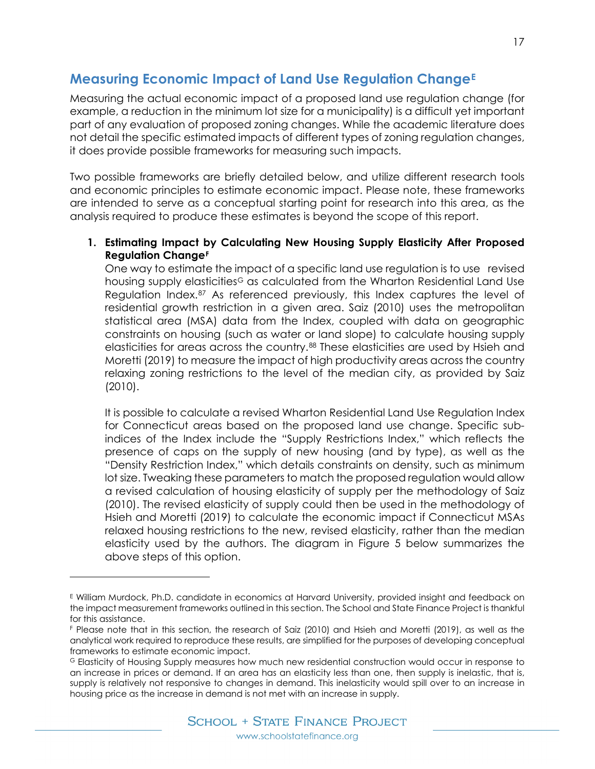## Measuring Economic Impact of Land Use Regulation Change[E]

Measuring the actual economic impact of a proposed land use regulation change (for example, a reduction in the minimum lot size for a municipality) is a difficult yet important part of any evaluation of proposed zoning changes. While the academic literature does not detail the specific estimated impacts of different types of zoning regulation changes, it does provide possible frameworks for measuring such impacts.

Two possible frameworks are briefly detailed below, and utilize different research tools and economic principles to estimate economic impact. Please note, these frameworks are intended to serve as a conceptual starting point for research into this area, as the analysis required to produce these estimates is beyond the scope of this report.

1. **Estimating Impact by Calculating New Housing Supply Elasticity After Proposed Regulation Change[F]**

   One way to estimate the impact of a specific land use regulation is to use revised housing supply elasticities[G] as calculated from the Wharton Residential Land Use Regulation Index.[87] As referenced previously, this Index captures the level of residential growth restriction in a given area. Saiz (2010) uses the metropolitan statistical area (MSA) data from the Index, coupled with data on geographic constraints on housing (such as water or land slope) to calculate housing supply elasticities for areas across the country.[88] These elasticities are used by Hsieh and Moretti (2019) to measure the impact of high productivity areas across the country relaxing zoning restrictions to the level of the median city, as provided by Saiz (2010).

   It is possible to calculate a revised Wharton Residential Land Use Regulation Index for Connecticut areas based on the proposed land use change. Specific sub-indices of the Index include the "Supply Restrictions Index," which reflects the presence of caps on the supply of new housing (and by type), as well as the "Density Restriction Index," which details constraints on density, such as minimum lot size. Tweaking these parameters to match the proposed regulation would allow a revised calculation of housing elasticity of supply per the methodology of Saiz (2010). The revised elasticity of supply could then be used in the methodology of Hsieh and Moretti (2019) to calculate the economic impact if Connecticut MSAs relaxed housing restrictions to the new, revised elasticity, rather than the median elasticity used by the authors. The diagram in Figure 5 below summarizes the above steps of this option.

---

[E] William Murdock, Ph.D. candidate in economics at Harvard University, provided insight and feedback on the impact measurement frameworks outlined in this section. The School and State Finance Project is thankful for this assistance.

[F] Please note that in this section, the research of Saiz (2010) and Hsieh and Moretti (2019), as well as the analytical work required to reproduce these results, are simplified for the purposes of developing conceptual frameworks to estimate economic impact.

[G] Elasticity of Housing Supply measures how much new residential construction would occur in response to an increase in prices or demand. If an area has an elasticity less than one, then supply is inelastic, that is, supply is relatively not responsive to changes in demand. This inelasticity would spill over to an increase in housing price as the increase in demand is not met with an increase in supply.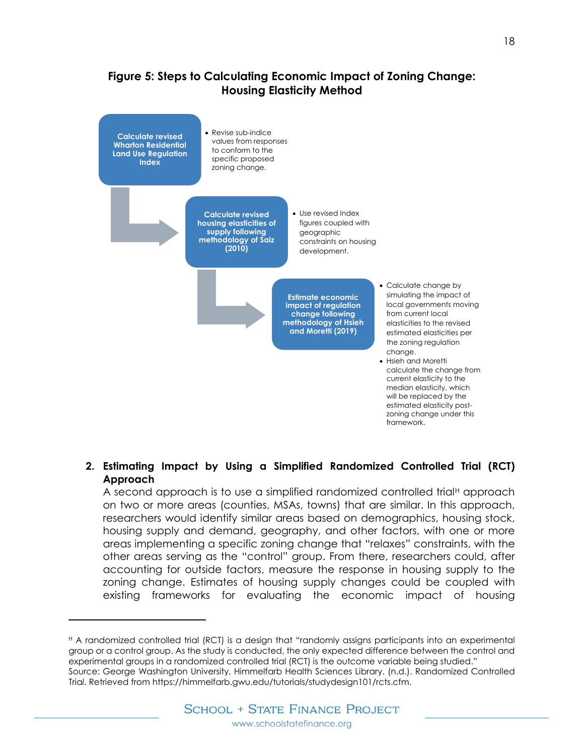**Figure 5: Steps to Calculating Economic Impact of Zoning Change: Housing Elasticity Method**

**Calculate revised Wharton Residential Land Use Regulation Index**

- Revise sub-indice values from responses to conform to the specific proposed zoning change.

**Calculate revised housing elasticities of supply following methodology of Saiz (2010)**

- Use revised Index figures coupled with geographic constraints on housing development.

**Estimate economic impact of regulation change following methodology of Hsieh and Moretti (2019)**

- Calculate change by simulating the impact of local governments moving from current local elasticities to the revised estimated elasticities per the zoning regulation change.
- Hsieh and Moretti calculate the change from current elasticity to the median elasticity, which will be replaced by the estimated elasticity post-zoning change under this framework.

2. **Estimating Impact by Using a Simplified Randomized Controlled Trial (RCT) Approach**

   A second approach is to use a simplified randomized controlled trial[H] approach on two or more areas (counties, MSAs, towns) that are similar. In this approach, researchers would identify similar areas based on demographics, housing stock, housing supply and demand, geography, and other factors, with one or more areas implementing a specific zoning change that "relaxes" constraints, with the other areas serving as the "control" group. From there, researchers could, after accounting for outside factors, measure the response in housing supply to the zoning change. Estimates of housing supply changes could be coupled with existing frameworks for evaluating the economic impact of housing

---

[H] A randomized controlled trial (RCT) is a design that "randomly assigns participants into an experimental group or a control group. As the study is conducted, the only expected difference between the control and experimental groups in a randomized controlled trial (RCT) is the outcome variable being studied." Source: George Washington University, Himmelfarb Health Sciences Library. (n.d.). Randomized Controlled Trial. Retrieved from https://himmelfarb.gwu.edu/tutorials/studydesign101/rcts.cfm.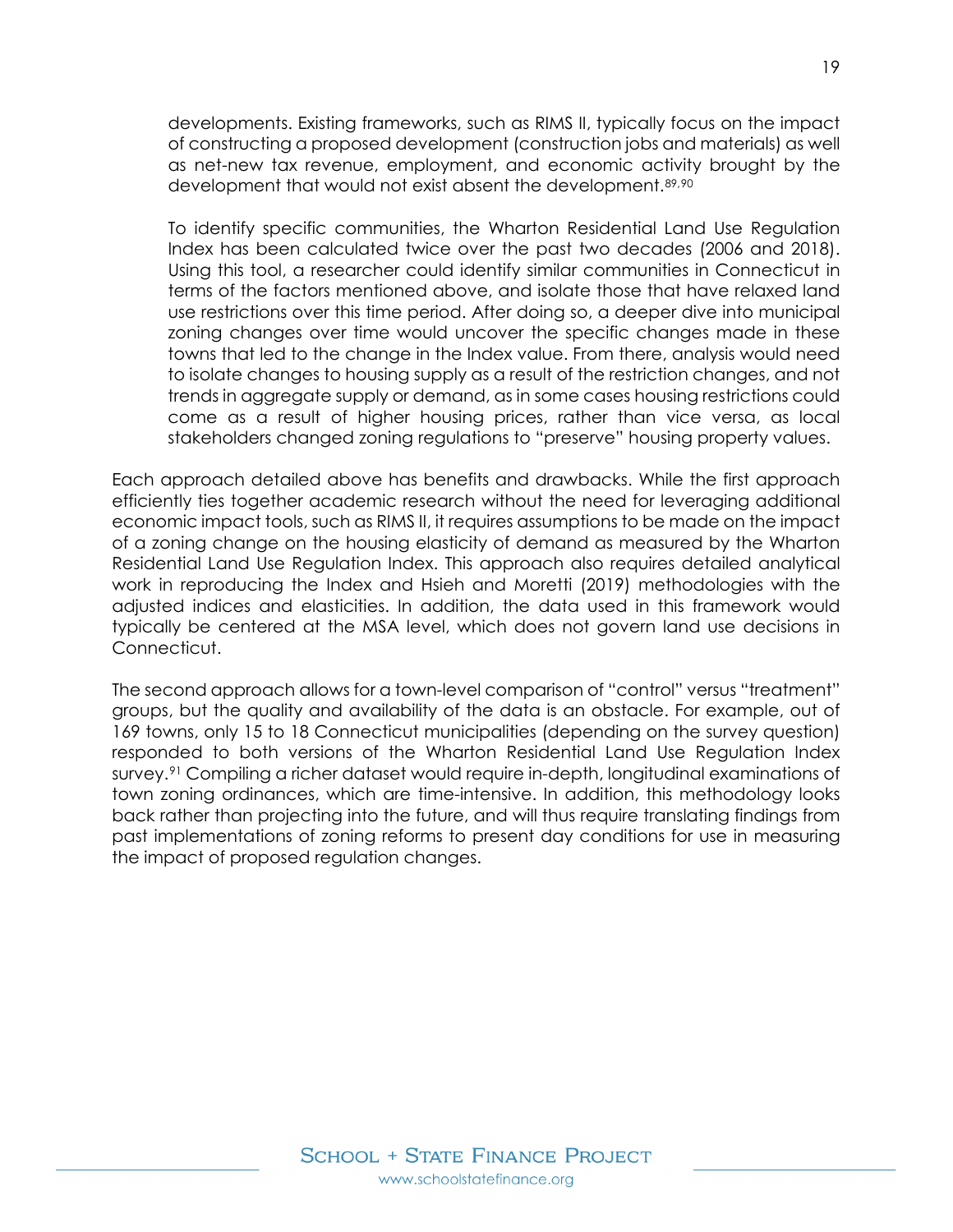developments. Existing frameworks, such as RIMS II, typically focus on the impact of constructing a proposed development (construction jobs and materials) as well as net-new tax revenue, employment, and economic activity brought by the development that would not exist absent the development.[89,90]

To identify specific communities, the Wharton Residential Land Use Regulation Index has been calculated twice over the past two decades (2006 and 2018). Using this tool, a researcher could identify similar communities in Connecticut in terms of the factors mentioned above, and isolate those that have relaxed land use restrictions over this time period. After doing so, a deeper dive into municipal zoning changes over time would uncover the specific changes made in these towns that led to the change in the Index value. From there, analysis would need to isolate changes to housing supply as a result of the restriction changes, and not trends in aggregate supply or demand, as in some cases housing restrictions could come as a result of higher housing prices, rather than vice versa, as local stakeholders changed zoning regulations to "preserve" housing property values.

Each approach detailed above has benefits and drawbacks. While the first approach efficiently ties together academic research without the need for leveraging additional economic impact tools, such as RIMS II, it requires assumptions to be made on the impact of a zoning change on the housing elasticity of demand as measured by the Wharton Residential Land Use Regulation Index. This approach also requires detailed analytical work in reproducing the Index and Hsieh and Moretti (2019) methodologies with the adjusted indices and elasticities. In addition, the data used in this framework would typically be centered at the MSA level, which does not govern land use decisions in Connecticut.

The second approach allows for a town-level comparison of "control" versus "treatment" groups, but the quality and availability of the data is an obstacle. For example, out of 169 towns, only 15 to 18 Connecticut municipalities (depending on the survey question) responded to both versions of the Wharton Residential Land Use Regulation Index survey.[91] Compiling a richer dataset would require in-depth, longitudinal examinations of town zoning ordinances, which are time-intensive. In addition, this methodology looks back rather than projecting into the future, and will thus require translating findings from past implementations of zoning reforms to present day conditions for use in measuring the impact of proposed regulation changes.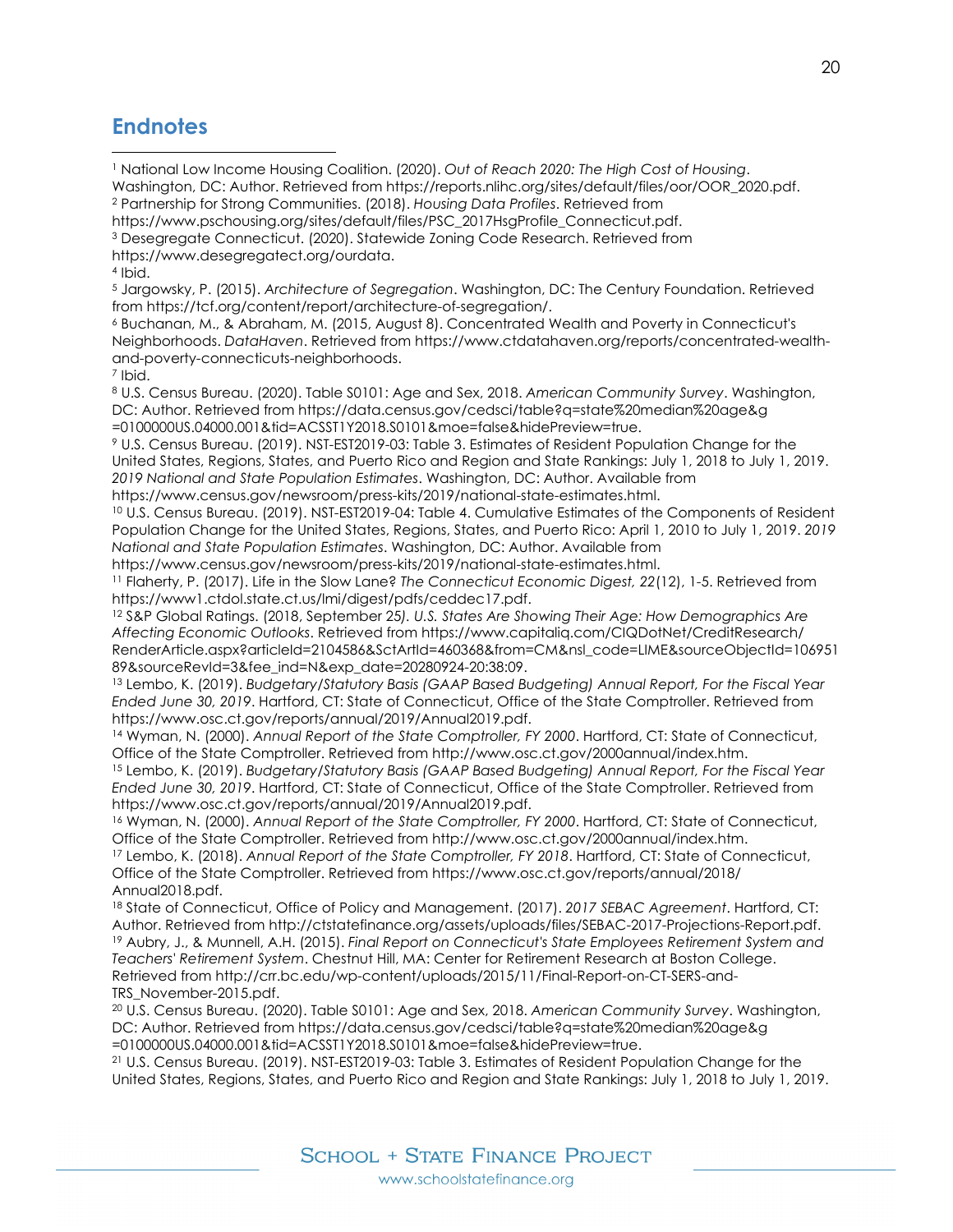## Endnotes

[1] National Low Income Housing Coalition. (2020). *Out of Reach 2020: The High Cost of Housing*. Washington, DC: Author. Retrieved from https://reports.nlihc.org/sites/default/files/oor/OOR_2020.pdf.

[2] Partnership for Strong Communities. (2018). *Housing Data Profiles*. Retrieved from https://www.pschousing.org/sites/default/files/PSC_2017HsgProfile_Connecticut.pdf.

[3] Desegregate Connecticut. (2020). Statewide Zoning Code Research. Retrieved from https://www.desegregatect.org/ourdata.

[4] Ibid.

[5] Jargowsky, P. (2015). *Architecture of Segregation*. Washington, DC: The Century Foundation. Retrieved from https://tcf.org/content/report/architecture-of-segregation/.

[6] Buchanan, M., & Abraham, M. (2015, August 8). Concentrated Wealth and Poverty in Connecticut's Neighborhoods. *DataHaven*. Retrieved from https://www.ctdatahaven.org/reports/concentrated-wealth-and-poverty-connecticuts-neighborhoods.

[7] Ibid.

[8] U.S. Census Bureau. (2020). Table S0101: Age and Sex, 2018. *American Community Survey*. Washington, DC: Author. Retrieved from https://data.census.gov/cedsci/table?q=state%20median%20age&g=0100000US.04000.001&tid=ACSST1Y2018.S0101&moe=false&hidePreview=true.

[9] U.S. Census Bureau. (2019). NST-EST2019-03: Table 3. Estimates of Resident Population Change for the United States, Regions, States, and Puerto Rico and Region and State Rankings: July 1, 2018 to July 1, 2019. *2019 National and State Population Estimates*. Washington, DC: Author. Available from https://www.census.gov/newsroom/press-kits/2019/national-state-estimates.html.

[10] U.S. Census Bureau. (2019). NST-EST2019-04: Table 4. Cumulative Estimates of the Components of Resident Population Change for the United States, Regions, States, and Puerto Rico: April 1, 2010 to July 1, 2019. *2019 National and State Population Estimates*. Washington, DC: Author. Available from https://www.census.gov/newsroom/press-kits/2019/national-state-estimates.html.

[11] Flaherty, P. (2017). Life in the Slow Lane? *The Connecticut Economic Digest, 22*(12), 1-5. Retrieved from https://www1.ctdol.state.ct.us/lmi/digest/pdfs/ceddec17.pdf.

[12] S&P Global Ratings. (2018, September 25*). U.S. States Are Showing Their Age: How Demographics Are Affecting Economic Outlooks*. Retrieved from https://www.capitaliq.com/CIQDotNet/CreditResearch/RenderArticle.aspx?articleId=2104586&SctArtId=460368&from=CM&nsl_code=LIME&sourceObjectId=10695189&sourceRevId=3&fee_ind=N&exp_date=20280924-20:38:09.

[13] Lembo, K. (2019). *Budgetary/Statutory Basis (GAAP Based Budgeting) Annual Report, For the Fiscal Year Ended June 30, 2019*. Hartford, CT: State of Connecticut, Office of the State Comptroller. Retrieved from https://www.osc.ct.gov/reports/annual/2019/Annual2019.pdf.

[14] Wyman, N. (2000). *Annual Report of the State Comptroller, FY 2000*. Hartford, CT: State of Connecticut, Office of the State Comptroller. Retrieved from http://www.osc.ct.gov/2000annual/index.htm.

[15] Lembo, K. (2019). *Budgetary/Statutory Basis (GAAP Based Budgeting) Annual Report, For the Fiscal Year Ended June 30, 2019*. Hartford, CT: State of Connecticut, Office of the State Comptroller. Retrieved from https://www.osc.ct.gov/reports/annual/2019/Annual2019.pdf.

[16] Wyman, N. (2000). *Annual Report of the State Comptroller, FY 2000*. Hartford, CT: State of Connecticut, Office of the State Comptroller. Retrieved from http://www.osc.ct.gov/2000annual/index.htm.

[17] Lembo, K. (2018). *Annual Report of the State Comptroller, FY 2018*. Hartford, CT: State of Connecticut, Office of the State Comptroller. Retrieved from https://www.osc.ct.gov/reports/annual/2018/Annual2018.pdf.

[18] State of Connecticut, Office of Policy and Management. (2017). *2017 SEBAC Agreement*. Hartford, CT: Author. Retrieved from http://ctstatefinance.org/assets/uploads/files/SEBAC-2017-Projections-Report.pdf.

[19] Aubry, J., & Munnell, A.H. (2015). *Final Report on Connecticut's State Employees Retirement System and Teachers' Retirement System*. Chestnut Hill, MA: Center for Retirement Research at Boston College. Retrieved from http://crr.bc.edu/wp-content/uploads/2015/11/Final-Report-on-CT-SERS-and-TRS_November-2015.pdf.

[20] U.S. Census Bureau. (2020). Table S0101: Age and Sex, 2018. *American Community Survey*. Washington, DC: Author. Retrieved from https://data.census.gov/cedsci/table?q=state%20median%20age&g=0100000US.04000.001&tid=ACSST1Y2018.S0101&moe=false&hidePreview=true.

[21] U.S. Census Bureau. (2019). NST-EST2019-03: Table 3. Estimates of Resident Population Change for the United States, Regions, States, and Puerto Rico and Region and State Rankings: July 1, 2018 to July 1, 2019.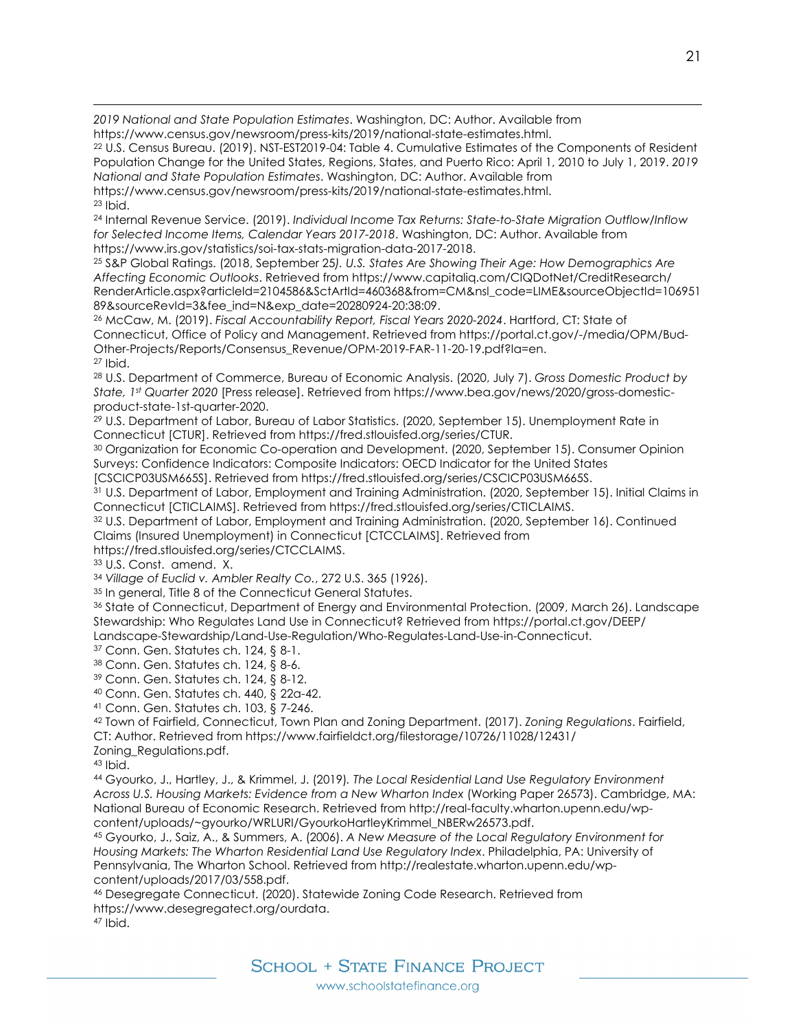*2019 National and State Population Estimates*. Washington, DC: Author. Available from https://www.census.gov/newsroom/press-kits/2019/national-state-estimates.html.

[22] U.S. Census Bureau. (2019). NST-EST2019-04: Table 4. Cumulative Estimates of the Components of Resident Population Change for the United States, Regions, States, and Puerto Rico: April 1, 2010 to July 1, 2019. *2019 National and State Population Estimates*. Washington, DC: Author. Available from https://www.census.gov/newsroom/press-kits/2019/national-state-estimates.html.

[23] Ibid.

[24] Internal Revenue Service. (2019). *Individual Income Tax Returns: State-to-State Migration Outflow/Inflow for Selected Income Items, Calendar Years 2017-2018*. Washington, DC: Author. Available from https://www.irs.gov/statistics/soi-tax-stats-migration-data-2017-2018.

[25] S&P Global Ratings. (2018, September 25*). U.S. States Are Showing Their Age: How Demographics Are Affecting Economic Outlooks*. Retrieved from https://www.capitaliq.com/CIQDotNet/CreditResearch/RenderArticle.aspx?articleId=2104586&SctArtId=460368&from=CM&nsl_code=LIME&sourceObjectId=10695189&sourceRevId=3&fee_ind=N&exp_date=20280924-20:38:09.

[26] McCaw, M. (2019). *Fiscal Accountability Report, Fiscal Years 2020-2024*. Hartford, CT: State of Connecticut, Office of Policy and Management. Retrieved from https://portal.ct.gov/-/media/OPM/Bud-Other-Projects/Reports/Consensus_Revenue/OPM-2019-FAR-11-20-19.pdf?la=en.

[27] Ibid.

[28] U.S. Department of Commerce, Bureau of Economic Analysis. (2020, July 7). *Gross Domestic Product by State, 1st Quarter 2020* [Press release]. Retrieved from https://www.bea.gov/news/2020/gross-domestic-product-state-1st-quarter-2020.

[29] U.S. Department of Labor, Bureau of Labor Statistics. (2020, September 15). Unemployment Rate in Connecticut [CTUR]. Retrieved from https://fred.stlouisfed.org/series/CTUR.

[30] Organization for Economic Co-operation and Development. (2020, September 15). Consumer Opinion Surveys: Confidence Indicators: Composite Indicators: OECD Indicator for the United States [CSCICP03USM665S]. Retrieved from https://fred.stlouisfed.org/series/CSCICP03USM665S.

[31] U.S. Department of Labor, Employment and Training Administration. (2020, September 15). Initial Claims in Connecticut [CTICLAIMS]. Retrieved from https://fred.stlouisfed.org/series/CTICLAIMS.

[32] U.S. Department of Labor, Employment and Training Administration. (2020, September 16). Continued Claims (Insured Unemployment) in Connecticut [CTCCLAIMS]. Retrieved from https://fred.stlouisfed.org/series/CTCCLAIMS.

[33] U.S. Const. amend. X.

[34] *Village of Euclid v. Ambler Realty Co.*, 272 U.S. 365 (1926).

[35] In general, Title 8 of the Connecticut General Statutes.

[36] State of Connecticut, Department of Energy and Environmental Protection. (2009, March 26). Landscape Stewardship: Who Regulates Land Use in Connecticut? Retrieved from https://portal.ct.gov/DEEP/Landscape-Stewardship/Land-Use-Regulation/Who-Regulates-Land-Use-in-Connecticut.

[37] Conn. Gen. Statutes ch. 124, § 8-1.

[38] Conn. Gen. Statutes ch. 124, § 8-6.

[39] Conn. Gen. Statutes ch. 124, § 8-12.

[40] Conn. Gen. Statutes ch. 440, § 22a-42.

[41] Conn. Gen. Statutes ch. 103, § 7-246.

[42] Town of Fairfield, Connecticut, Town Plan and Zoning Department. (2017). *Zoning Regulations*. Fairfield, CT: Author. Retrieved from https://www.fairfieldct.org/filestorage/10726/11028/12431/Zoning_Regulations.pdf.

[43] Ibid.

[44] Gyourko, J., Hartley, J., & Krimmel, J. (2019). *The Local Residential Land Use Regulatory Environment Across U.S. Housing Markets: Evidence from a New Wharton Index* (Working Paper 26573). Cambridge, MA: National Bureau of Economic Research. Retrieved from http://real-faculty.wharton.upenn.edu/wp-content/uploads/~gyourko/WRLURI/GyourkoHartleyKrimmel_NBERw26573.pdf.

[45] Gyourko, J., Saiz, A., & Summers, A. (2006). *A New Measure of the Local Regulatory Environment for Housing Markets: The Wharton Residential Land Use Regulatory Index*. Philadelphia, PA: University of Pennsylvania, The Wharton School. Retrieved from http://realestate.wharton.upenn.edu/wp-content/uploads/2017/03/558.pdf.

[46] Desegregate Connecticut. (2020). Statewide Zoning Code Research. Retrieved from https://www.desegregatect.org/ourdata.

[47] Ibid.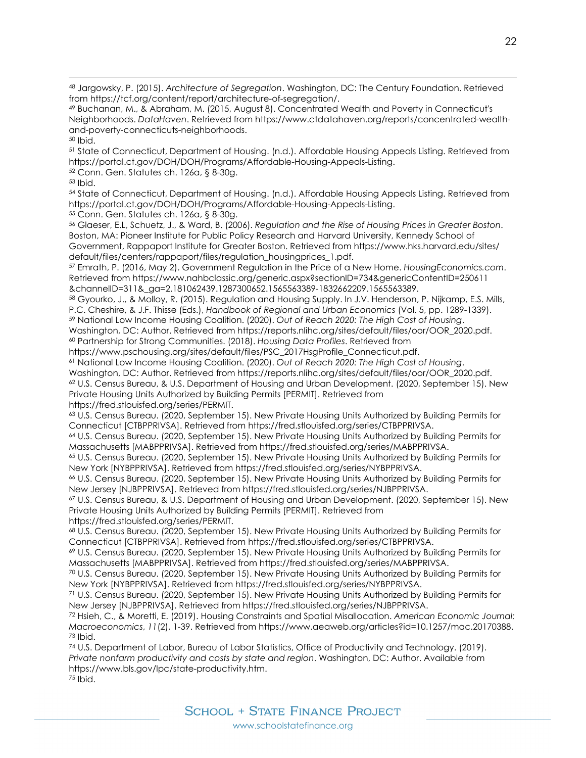[48] Jargowsky, P. (2015). *Architecture of Segregation*. Washington, DC: The Century Foundation. Retrieved from https://tcf.org/content/report/architecture-of-segregation/.

[49] Buchanan, M., & Abraham, M. (2015, August 8). Concentrated Wealth and Poverty in Connecticut's Neighborhoods. *DataHaven*. Retrieved from https://www.ctdatahaven.org/reports/concentrated-wealth-and-poverty-connecticuts-neighborhoods.

[50] Ibid.

[51] State of Connecticut, Department of Housing. (n.d.). Affordable Housing Appeals Listing. Retrieved from https://portal.ct.gov/DOH/DOH/Programs/Affordable-Housing-Appeals-Listing.

[52] Conn. Gen. Statutes ch. 126a, § 8-30g.

[53] Ibid.

[54] State of Connecticut, Department of Housing. (n.d.). Affordable Housing Appeals Listing. Retrieved from https://portal.ct.gov/DOH/DOH/Programs/Affordable-Housing-Appeals-Listing.

[55] Conn. Gen. Statutes ch. 126a, § 8-30g.

[56] Glaeser, E.L, Schuetz, J., & Ward, B. (2006). *Regulation and the Rise of Housing Prices in Greater Boston*. Boston, MA: Pioneer Institute for Public Policy Research and Harvard University, Kennedy School of Government, Rappaport Institute for Greater Boston. Retrieved from https://www.hks.harvard.edu/sites/default/files/centers/rappaport/files/regulation_housingprices_1.pdf.

[57] Emrath, P. (2016, May 2). Government Regulation in the Price of a New Home. *HousingEconomics.com*. Retrieved from https://www.nahbclassic.org/generic.aspx?sectionID=734&genericContentID=250611&channelID=311&_ga=2.181062439.1287300652.1565563389-1832662209.1565563389.

[58] Gyourko, J., & Molloy, R. (2015). Regulation and Housing Supply. In J.V. Henderson, P. Nijkamp, E.S. Mills, P.C. Cheshire, & J.F. Thisse (Eds.), *Handbook of Regional and Urban Economics* (Vol. 5, pp. 1289-1339).

[59] National Low Income Housing Coalition. (2020). *Out of Reach 2020: The High Cost of Housing*. Washington, DC: Author. Retrieved from https://reports.nlihc.org/sites/default/files/oor/OOR_2020.pdf.

[60] Partnership for Strong Communities. (2018). *Housing Data Profiles*. Retrieved from https://www.pschousing.org/sites/default/files/PSC_2017HsgProfile_Connecticut.pdf.

[61] National Low Income Housing Coalition. (2020). *Out of Reach 2020: The High Cost of Housing*. Washington, DC: Author. Retrieved from https://reports.nlihc.org/sites/default/files/oor/OOR_2020.pdf.

[62] U.S. Census Bureau, & U.S. Department of Housing and Urban Development. (2020, September 15). New Private Housing Units Authorized by Building Permits [PERMIT]. Retrieved from https://fred.stlouisfed.org/series/PERMIT.

[63] U.S. Census Bureau. (2020, September 15). New Private Housing Units Authorized by Building Permits for Connecticut [CTBPPRIVSA]. Retrieved from https://fred.stlouisfed.org/series/CTBPPRIVSA.

[64] U.S. Census Bureau. (2020, September 15). New Private Housing Units Authorized by Building Permits for Massachusetts [MABPPRIVSA]. Retrieved from https://fred.stlouisfed.org/series/MABPPRIVSA.

[65] U.S. Census Bureau. (2020, September 15). New Private Housing Units Authorized by Building Permits for New York [NYBPPRIVSA]. Retrieved from https://fred.stlouisfed.org/series/NYBPPRIVSA.

[66] U.S. Census Bureau. (2020, September 15). New Private Housing Units Authorized by Building Permits for New Jersey [NJBPPRIVSA]. Retrieved from https://fred.stlouisfed.org/series/NJBPPRIVSA.

[67] U.S. Census Bureau, & U.S. Department of Housing and Urban Development. (2020, September 15). New Private Housing Units Authorized by Building Permits [PERMIT]. Retrieved from https://fred.stlouisfed.org/series/PERMIT.

[68] U.S. Census Bureau. (2020, September 15). New Private Housing Units Authorized by Building Permits for Connecticut [CTBPPRIVSA]. Retrieved from https://fred.stlouisfed.org/series/CTBPPRIVSA.

[69] U.S. Census Bureau. (2020, September 15). New Private Housing Units Authorized by Building Permits for Massachusetts [MABPPRIVSA]. Retrieved from https://fred.stlouisfed.org/series/MABPPRIVSA.

[70] U.S. Census Bureau. (2020, September 15). New Private Housing Units Authorized by Building Permits for New York [NYBPPRIVSA]. Retrieved from https://fred.stlouisfed.org/series/NYBPPRIVSA.

[71] U.S. Census Bureau. (2020, September 15). New Private Housing Units Authorized by Building Permits for New Jersey [NJBPPRIVSA]. Retrieved from https://fred.stlouisfed.org/series/NJBPPRIVSA.

[72] Hsieh, C., & Moretti, E. (2019). Housing Constraints and Spatial Misallocation. *American Economic Journal: Macroeconomics*, *11*(2), 1-39. Retrieved from https://www.aeaweb.org/articles?id=10.1257/mac.20170388.

[73] Ibid.

[74] U.S. Department of Labor, Bureau of Labor Statistics, Office of Productivity and Technology. (2019). *Private nonfarm productivity and costs by state and region*. Washington, DC: Author. Available from https://www.bls.gov/lpc/state-productivity.htm.

[75] Ibid.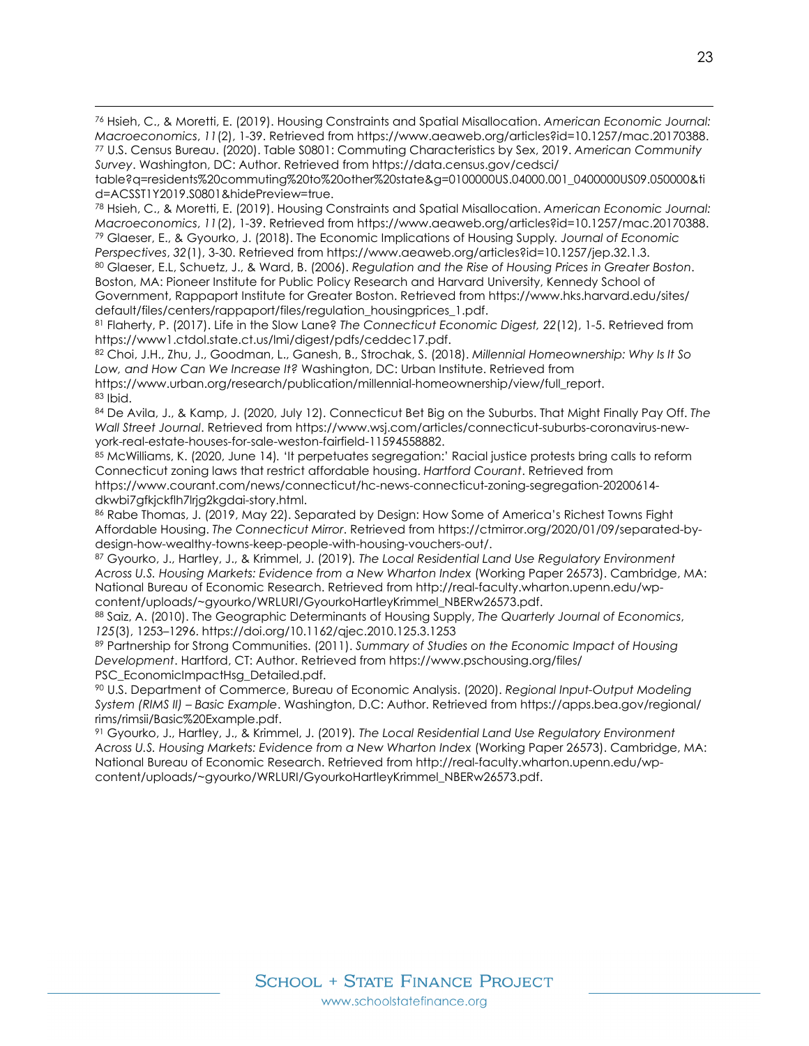[76] Hsieh, C., & Moretti, E. (2019). Housing Constraints and Spatial Misallocation. *American Economic Journal: Macroeconomics*, *11*(2), 1-39. Retrieved from https://www.aeaweb.org/articles?id=10.1257/mac.20170388.

[77] U.S. Census Bureau. (2020). Table S0801: Commuting Characteristics by Sex, 2019. *American Community Survey*. Washington, DC: Author. Retrieved from https://data.census.gov/cedsci/table?q=residents%20commuting%20to%20other%20state&g=0100000US.04000.001_0400000US09.050000&tid=ACSST1Y2019.S0801&hidePreview=true.

[78] Hsieh, C., & Moretti, E. (2019). Housing Constraints and Spatial Misallocation. *American Economic Journal: Macroeconomics*, *11*(2), 1-39. Retrieved from https://www.aeaweb.org/articles?id=10.1257/mac.20170388.

[79] Glaeser, E., & Gyourko, J. (2018). The Economic Implications of Housing Supply. *Journal of Economic Perspectives*, *32*(1), 3-30. Retrieved from https://www.aeaweb.org/articles?id=10.1257/jep.32.1.3.

[80] Glaeser, E.L, Schuetz, J., & Ward, B. (2006). *Regulation and the Rise of Housing Prices in Greater Boston*. Boston, MA: Pioneer Institute for Public Policy Research and Harvard University, Kennedy School of Government, Rappaport Institute for Greater Boston. Retrieved from https://www.hks.harvard.edu/sites/default/files/centers/rappaport/files/regulation_housingprices_1.pdf.

[81] Flaherty, P. (2017). Life in the Slow Lane? *The Connecticut Economic Digest, 22*(12), 1-5. Retrieved from https://www1.ctdol.state.ct.us/lmi/digest/pdfs/ceddec17.pdf.

[82] Choi, J.H., Zhu, J., Goodman, L., Ganesh, B., Strochak, S. (2018). *Millennial Homeownership: Why Is It So Low, and How Can We Increase It?* Washington, DC: Urban Institute. Retrieved from https://www.urban.org/research/publication/millennial-homeownership/view/full_report.

[83] Ibid.

[84] De Avila, J., & Kamp, J. (2020, July 12). Connecticut Bet Big on the Suburbs. That Might Finally Pay Off. *The Wall Street Journal*. Retrieved from https://www.wsj.com/articles/connecticut-suburbs-coronavirus-new-york-real-estate-houses-for-sale-weston-fairfield-11594558882.

[85] McWilliams, K. (2020, June 14). 'It perpetuates segregation:' Racial justice protests bring calls to reform Connecticut zoning laws that restrict affordable housing. *Hartford Courant*. Retrieved from https://www.courant.com/news/connecticut/hc-news-connecticut-zoning-segregation-20200614-dkwbi7gfkjckflh7lrjg2kgdai-story.html.

[86] Rabe Thomas, J. (2019, May 22). Separated by Design: How Some of America's Richest Towns Fight Affordable Housing. *The Connecticut Mirror*. Retrieved from https://ctmirror.org/2020/01/09/separated-by-design-how-wealthy-towns-keep-people-with-housing-vouchers-out/.

[87] Gyourko, J., Hartley, J., & Krimmel, J. (2019). *The Local Residential Land Use Regulatory Environment Across U.S. Housing Markets: Evidence from a New Wharton Index* (Working Paper 26573). Cambridge, MA: National Bureau of Economic Research. Retrieved from http://real-faculty.wharton.upenn.edu/wp-content/uploads/~gyourko/WRLURI/GyourkoHartleyKrimmel_NBERw26573.pdf.

[88] Saiz, A. (2010). The Geographic Determinants of Housing Supply, *The Quarterly Journal of Economics*, *125*(3), 1253–1296. https://doi.org/10.1162/qjec.2010.125.3.1253

[89] Partnership for Strong Communities. (2011). *Summary of Studies on the Economic Impact of Housing Development*. Hartford, CT: Author. Retrieved from https://www.pschousing.org/files/PSC_EconomicImpactHsg_Detailed.pdf.

[90] U.S. Department of Commerce, Bureau of Economic Analysis. (2020). *Regional Input-Output Modeling System (RIMS II) – Basic Example*. Washington, D.C: Author. Retrieved from https://apps.bea.gov/regional/rims/rimsii/Basic%20Example.pdf.

[91] Gyourko, J., Hartley, J., & Krimmel, J. (2019). *The Local Residential Land Use Regulatory Environment Across U.S. Housing Markets: Evidence from a New Wharton Index* (Working Paper 26573). Cambridge, MA: National Bureau of Economic Research. Retrieved from http://real-faculty.wharton.upenn.edu/wp-content/uploads/~gyourko/WRLURI/GyourkoHartleyKrimmel_NBERw26573.pdf.